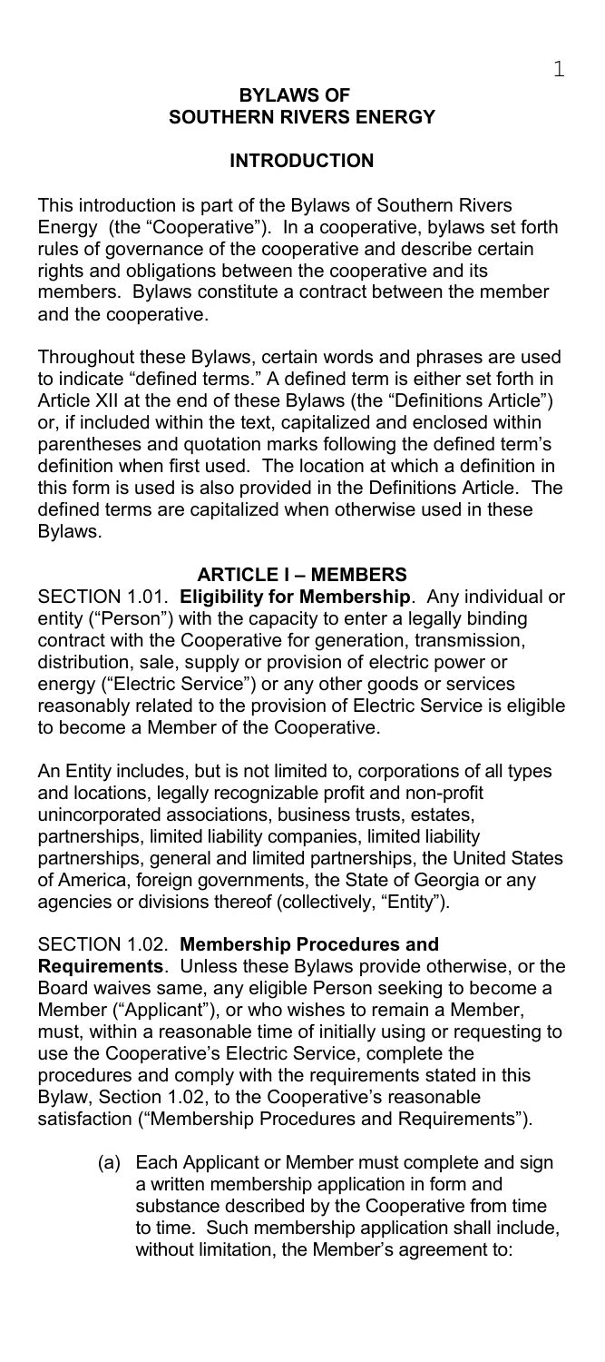# BYLAWS OF SOUTHERN RIVERS ENERGY

## INTRODUCTION

This introduction is part of the Bylaws of Southern Rivers Energy (the "Cooperative"). In a cooperative, bylaws set forth rules of governance of the cooperative and describe certain rights and obligations between the cooperative and its members. Bylaws constitute a contract between the member and the cooperative.

Throughout these Bylaws, certain words and phrases are used to indicate "defined terms." A defined term is either set forth in Article XII at the end of these Bylaws (the "Definitions Article") or, if included within the text, capitalized and enclosed within parentheses and quotation marks following the defined term's definition when first used. The location at which a definition in this form is used is also provided in the Definitions Article. The defined terms are capitalized when otherwise used in these Bylaws.

## ARTICLE I – MEMBERS

SECTION 1.01. **Eligibility for Membership**. Any individual or entity ("Person") with the capacity to enter a legally binding contract with the Cooperative for generation, transmission, distribution, sale, supply or provision of electric power or energy ("Electric Service") or any other goods or services reasonably related to the provision of Electric Service is eligible to become a Member of the Cooperative.

An Entity includes, but is not limited to, corporations of all types and locations, legally recognizable profit and non-profit unincorporated associations, business trusts, estates, partnerships, limited liability companies, limited liability partnerships, general and limited partnerships, the United States of America, foreign governments, the State of Georgia or any agencies or divisions thereof (collectively, "Entity").

SECTION 1.02. **Membership Procedures and Requirements**. Unless these Bylaws provide otherwise, or the Board waives same, any eligible Person seeking to become a Member ("Applicant"), or who wishes to remain a Member, must, within a reasonable time of initially using or requesting to use the Cooperative's Electric Service, complete the procedures and comply with the requirements stated in this Bylaw, Section 1.02, to the Cooperative's reasonable satisfaction ("Membership Procedures and Requirements").

(a) Each Applicant or Member must complete and sign a written membership application in form and substance described by the Cooperative from time to time. Such membership application shall include, without limitation, the Member's agreement to: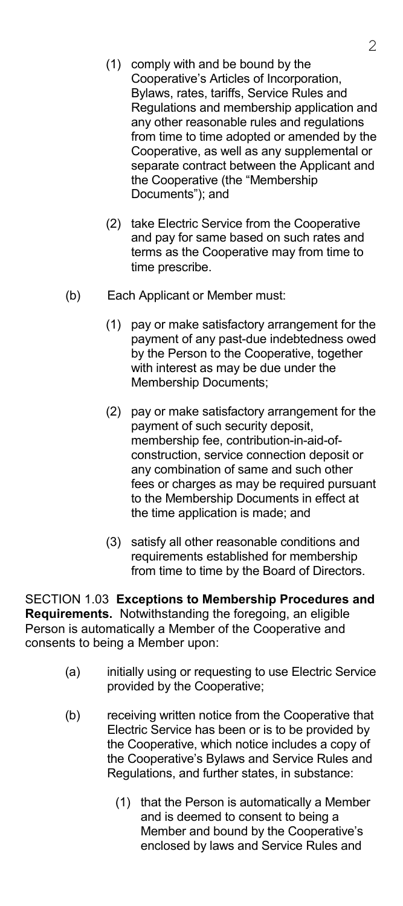(1) comply with and be bound by the Cooperative's Articles of Incorporation, Bylaws, rates, tariffs, Service Rules and Regulations and membership application and any other reasonable rules and regulations from time to time adopted or amended by the Cooperative, as well as any supplemental or separate contract between the Applicant and the Cooperative (the "Membership Documents"); and

(2) take Electric Service from the Cooperative and pay for same based on such rates and terms as the Cooperative may from time to time prescribe.

(b) Each Applicant or Member must:

(1) pay or make satisfactory arrangement for the payment of any past-due indebtedness owed by the Person to the Cooperative, together with interest as may be due under the Membership Documents;

(2) pay or make satisfactory arrangement for the payment of such security deposit, membership fee, contribution-in-aid-of-construction, service connection deposit or any combination of same and such other fees or charges as may be required pursuant to the Membership Documents in effect at the time application is made; and

(3) satisfy all other reasonable conditions and requirements established for membership from time to time by the Board of Directors.

SECTION 1.03 **Exceptions to Membership Procedures and Requirements.** Notwithstanding the foregoing, an eligible Person is automatically a Member of the Cooperative and consents to being a Member upon:

(a) initially using or requesting to use Electric Service provided by the Cooperative;

(b) receiving written notice from the Cooperative that Electric Service has been or is to be provided by the Cooperative, which notice includes a copy of the Cooperative's Bylaws and Service Rules and Regulations, and further states, in substance:

(1) that the Person is automatically a Member and is deemed to consent to being a Member and bound by the Cooperative's enclosed by laws and Service Rules and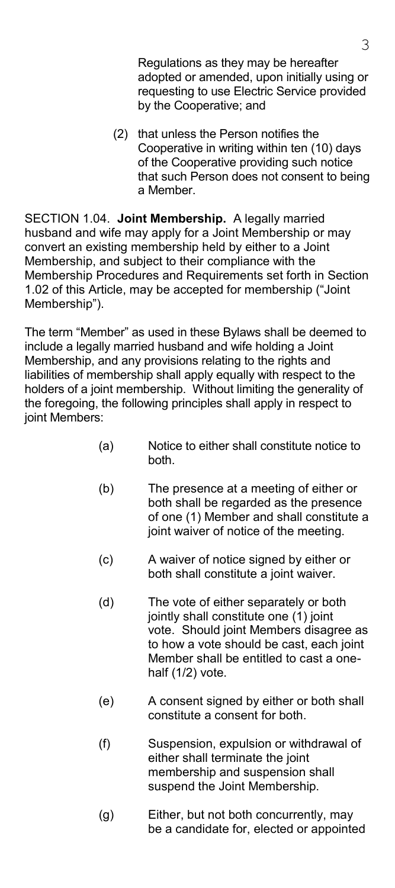Regulations as they may be hereafter adopted or amended, upon initially using or requesting to use Electric Service provided by the Cooperative; and

(2) that unless the Person notifies the Cooperative in writing within ten (10) days of the Cooperative providing such notice that such Person does not consent to being a Member.

SECTION 1.04. **Joint Membership.** A legally married husband and wife may apply for a Joint Membership or may convert an existing membership held by either to a Joint Membership, and subject to their compliance with the Membership Procedures and Requirements set forth in Section 1.02 of this Article, may be accepted for membership ("Joint Membership").

The term "Member" as used in these Bylaws shall be deemed to include a legally married husband and wife holding a Joint Membership, and any provisions relating to the rights and liabilities of membership shall apply equally with respect to the holders of a joint membership. Without limiting the generality of the foregoing, the following principles shall apply in respect to joint Members:

(a) Notice to either shall constitute notice to both.

(b) The presence at a meeting of either or both shall be regarded as the presence of one (1) Member and shall constitute a joint waiver of notice of the meeting.

(c) A waiver of notice signed by either or both shall constitute a joint waiver.

(d) The vote of either separately or both jointly shall constitute one (1) joint vote. Should joint Members disagree as to how a vote should be cast, each joint Member shall be entitled to cast a one-half (1/2) vote.

(e) A consent signed by either or both shall constitute a consent for both.

(f) Suspension, expulsion or withdrawal of either shall terminate the joint membership and suspension shall suspend the Joint Membership.

(g) Either, but not both concurrently, may be a candidate for, elected or appointed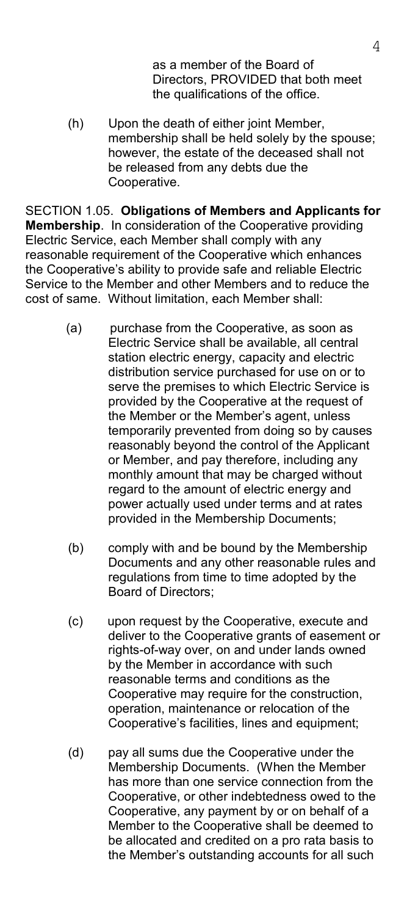as a member of the Board of Directors, PROVIDED that both meet the qualifications of the office.

(h) Upon the death of either joint Member, membership shall be held solely by the spouse; however, the estate of the deceased shall not be released from any debts due the Cooperative.

SECTION 1.05. **Obligations of Members and Applicants for Membership**. In consideration of the Cooperative providing Electric Service, each Member shall comply with any reasonable requirement of the Cooperative which enhances the Cooperative's ability to provide safe and reliable Electric Service to the Member and other Members and to reduce the cost of same. Without limitation, each Member shall:

(a) purchase from the Cooperative, as soon as Electric Service shall be available, all central station electric energy, capacity and electric distribution service purchased for use on or to serve the premises to which Electric Service is provided by the Cooperative at the request of the Member or the Member's agent, unless temporarily prevented from doing so by causes reasonably beyond the control of the Applicant or Member, and pay therefore, including any monthly amount that may be charged without regard to the amount of electric energy and power actually used under terms and at rates provided in the Membership Documents;

(b) comply with and be bound by the Membership Documents and any other reasonable rules and regulations from time to time adopted by the Board of Directors;

(c) upon request by the Cooperative, execute and deliver to the Cooperative grants of easement or rights-of-way over, on and under lands owned by the Member in accordance with such reasonable terms and conditions as the Cooperative may require for the construction, operation, maintenance or relocation of the Cooperative's facilities, lines and equipment;

(d) pay all sums due the Cooperative under the Membership Documents. (When the Member has more than one service connection from the Cooperative, or other indebtedness owed to the Cooperative, any payment by or on behalf of a Member to the Cooperative shall be deemed to be allocated and credited on a pro rata basis to the Member's outstanding accounts for all such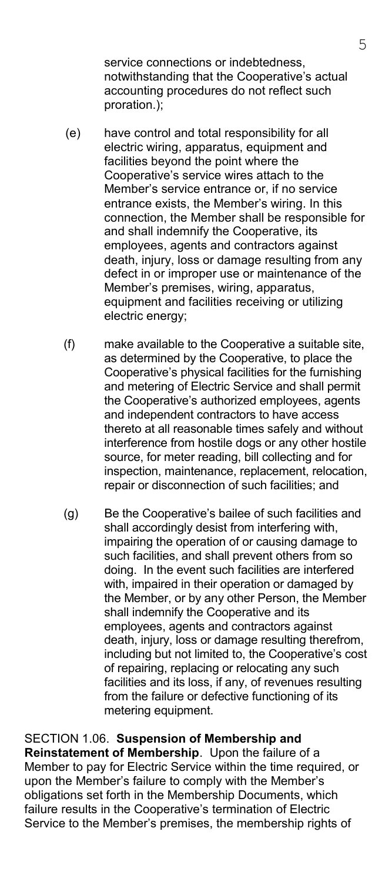service connections or indebtedness, notwithstanding that the Cooperative's actual accounting procedures do not reflect such proration.);

(e) have control and total responsibility for all electric wiring, apparatus, equipment and facilities beyond the point where the Cooperative's service wires attach to the Member's service entrance or, if no service entrance exists, the Member's wiring. In this connection, the Member shall be responsible for and shall indemnify the Cooperative, its employees, agents and contractors against death, injury, loss or damage resulting from any defect in or improper use or maintenance of the Member's premises, wiring, apparatus, equipment and facilities receiving or utilizing electric energy;

(f) make available to the Cooperative a suitable site, as determined by the Cooperative, to place the Cooperative's physical facilities for the furnishing and metering of Electric Service and shall permit the Cooperative's authorized employees, agents and independent contractors to have access thereto at all reasonable times safely and without interference from hostile dogs or any other hostile source, for meter reading, bill collecting and for inspection, maintenance, replacement, relocation, repair or disconnection of such facilities; and

(g) Be the Cooperative's bailee of such facilities and shall accordingly desist from interfering with, impairing the operation of or causing damage to such facilities, and shall prevent others from so doing. In the event such facilities are interfered with, impaired in their operation or damaged by the Member, or by any other Person, the Member shall indemnify the Cooperative and its employees, agents and contractors against death, injury, loss or damage resulting therefrom, including but not limited to, the Cooperative's cost of repairing, replacing or relocating any such facilities and its loss, if any, of revenues resulting from the failure or defective functioning of its metering equipment.

SECTION 1.06. **Suspension of Membership and Reinstatement of Membership**. Upon the failure of a Member to pay for Electric Service within the time required, or upon the Member's failure to comply with the Member's obligations set forth in the Membership Documents, which failure results in the Cooperative's termination of Electric Service to the Member's premises, the membership rights of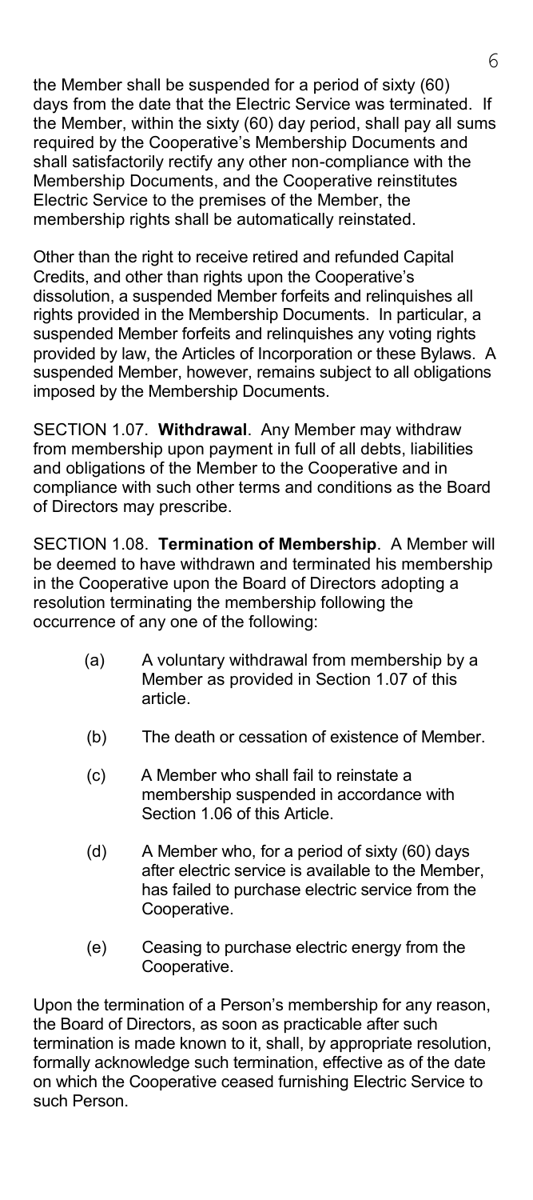the Member shall be suspended for a period of sixty (60) days from the date that the Electric Service was terminated. If the Member, within the sixty (60) day period, shall pay all sums required by the Cooperative's Membership Documents and shall satisfactorily rectify any other non-compliance with the Membership Documents, and the Cooperative reinstitutes Electric Service to the premises of the Member, the membership rights shall be automatically reinstated.

Other than the right to receive retired and refunded Capital Credits, and other than rights upon the Cooperative's dissolution, a suspended Member forfeits and relinquishes all rights provided in the Membership Documents. In particular, a suspended Member forfeits and relinquishes any voting rights provided by law, the Articles of Incorporation or these Bylaws. A suspended Member, however, remains subject to all obligations imposed by the Membership Documents.

SECTION 1.07. **Withdrawal**. Any Member may withdraw from membership upon payment in full of all debts, liabilities and obligations of the Member to the Cooperative and in compliance with such other terms and conditions as the Board of Directors may prescribe.

SECTION 1.08. **Termination of Membership**. A Member will be deemed to have withdrawn and terminated his membership in the Cooperative upon the Board of Directors adopting a resolution terminating the membership following the occurrence of any one of the following:

(a) A voluntary withdrawal from membership by a Member as provided in Section 1.07 of this article.

(b) The death or cessation of existence of Member.

(c) A Member who shall fail to reinstate a membership suspended in accordance with Section 1.06 of this Article.

(d) A Member who, for a period of sixty (60) days after electric service is available to the Member, has failed to purchase electric service from the Cooperative.

(e) Ceasing to purchase electric energy from the Cooperative.

Upon the termination of a Person's membership for any reason, the Board of Directors, as soon as practicable after such termination is made known to it, shall, by appropriate resolution, formally acknowledge such termination, effective as of the date on which the Cooperative ceased furnishing Electric Service to such Person.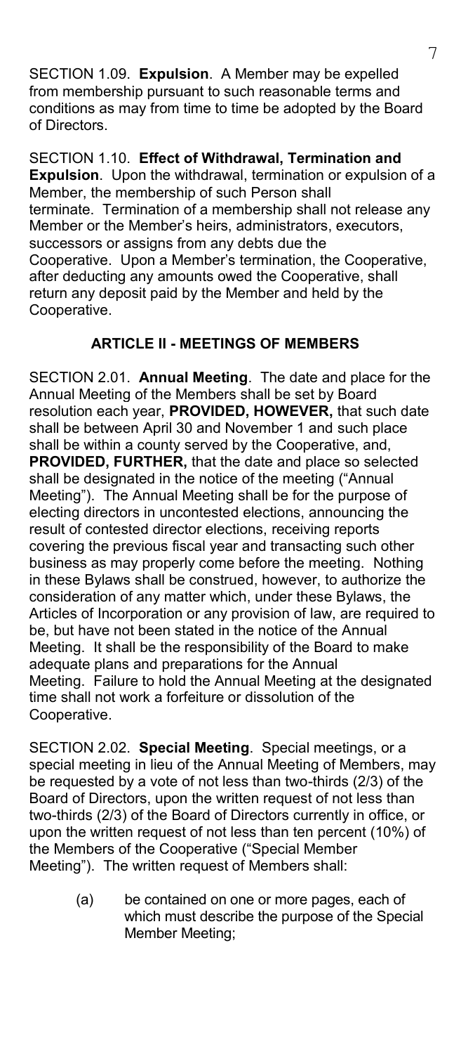SECTION 1.09. **Expulsion**. A Member may be expelled from membership pursuant to such reasonable terms and conditions as may from time to time be adopted by the Board of Directors.

SECTION 1.10. **Effect of Withdrawal, Termination and Expulsion**. Upon the withdrawal, termination or expulsion of a Member, the membership of such Person shall terminate. Termination of a membership shall not release any Member or the Member's heirs, administrators, executors, successors or assigns from any debts due the Cooperative. Upon a Member's termination, the Cooperative, after deducting any amounts owed the Cooperative, shall return any deposit paid by the Member and held by the Cooperative.

## ARTICLE II - MEETINGS OF MEMBERS

SECTION 2.01. **Annual Meeting**. The date and place for the Annual Meeting of the Members shall be set by Board resolution each year, **PROVIDED, HOWEVER,** that such date shall be between April 30 and November 1 and such place shall be within a county served by the Cooperative, and, **PROVIDED, FURTHER,** that the date and place so selected shall be designated in the notice of the meeting ("Annual Meeting"). The Annual Meeting shall be for the purpose of electing directors in uncontested elections, announcing the result of contested director elections, receiving reports covering the previous fiscal year and transacting such other business as may properly come before the meeting. Nothing in these Bylaws shall be construed, however, to authorize the consideration of any matter which, under these Bylaws, the Articles of Incorporation or any provision of law, are required to be, but have not been stated in the notice of the Annual Meeting. It shall be the responsibility of the Board to make adequate plans and preparations for the Annual Meeting. Failure to hold the Annual Meeting at the designated time shall not work a forfeiture or dissolution of the Cooperative.

SECTION 2.02. **Special Meeting**. Special meetings, or a special meeting in lieu of the Annual Meeting of Members, may be requested by a vote of not less than two-thirds (2/3) of the Board of Directors, upon the written request of not less than two-thirds (2/3) of the Board of Directors currently in office, or upon the written request of not less than ten percent (10%) of the Members of the Cooperative ("Special Member Meeting"). The written request of Members shall:

(a) be contained on one or more pages, each of which must describe the purpose of the Special Member Meeting;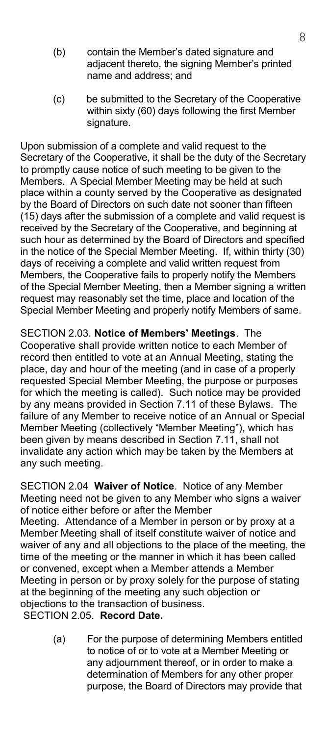(b) contain the Member's dated signature and adjacent thereto, the signing Member's printed name and address; and

(c) be submitted to the Secretary of the Cooperative within sixty (60) days following the first Member signature.

Upon submission of a complete and valid request to the Secretary of the Cooperative, it shall be the duty of the Secretary to promptly cause notice of such meeting to be given to the Members. A Special Member Meeting may be held at such place within a county served by the Cooperative as designated by the Board of Directors on such date not sooner than fifteen (15) days after the submission of a complete and valid request is received by the Secretary of the Cooperative, and beginning at such hour as determined by the Board of Directors and specified in the notice of the Special Member Meeting. If, within thirty (30) days of receiving a complete and valid written request from Members, the Cooperative fails to properly notify the Members of the Special Member Meeting, then a Member signing a written request may reasonably set the time, place and location of the Special Member Meeting and properly notify Members of same.

SECTION 2.03. **Notice of Members' Meetings**. The Cooperative shall provide written notice to each Member of record then entitled to vote at an Annual Meeting, stating the place, day and hour of the meeting (and in case of a properly requested Special Member Meeting, the purpose or purposes for which the meeting is called). Such notice may be provided by any means provided in Section 7.11 of these Bylaws. The failure of any Member to receive notice of an Annual or Special Member Meeting (collectively "Member Meeting"), which has been given by means described in Section 7.11, shall not invalidate any action which may be taken by the Members at any such meeting.

SECTION 2.04 **Waiver of Notice**. Notice of any Member Meeting need not be given to any Member who signs a waiver of notice either before or after the Member Meeting. Attendance of a Member in person or by proxy at a Member Meeting shall of itself constitute waiver of notice and waiver of any and all objections to the place of the meeting, the time of the meeting or the manner in which it has been called or convened, except when a Member attends a Member Meeting in person or by proxy solely for the purpose of stating at the beginning of the meeting any such objection or objections to the transaction of business.

SECTION 2.05. **Record Date.**

(a) For the purpose of determining Members entitled to notice of or to vote at a Member Meeting or any adjournment thereof, or in order to make a determination of Members for any other proper purpose, the Board of Directors may provide that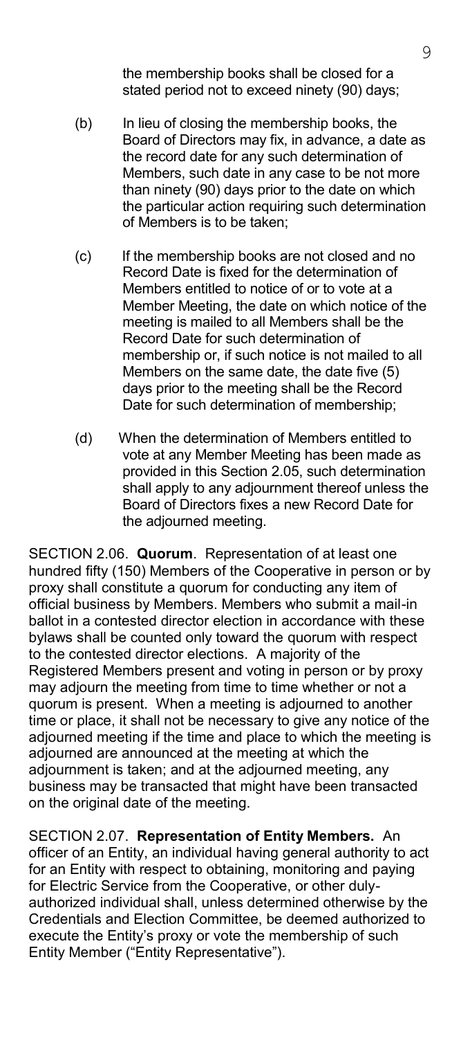the membership books shall be closed for a stated period not to exceed ninety (90) days;

(b) In lieu of closing the membership books, the Board of Directors may fix, in advance, a date as the record date for any such determination of Members, such date in any case to be not more than ninety (90) days prior to the date on which the particular action requiring such determination of Members is to be taken;

(c) If the membership books are not closed and no Record Date is fixed for the determination of Members entitled to notice of or to vote at a Member Meeting, the date on which notice of the meeting is mailed to all Members shall be the Record Date for such determination of membership or, if such notice is not mailed to all Members on the same date, the date five (5) days prior to the meeting shall be the Record Date for such determination of membership;

(d) When the determination of Members entitled to vote at any Member Meeting has been made as provided in this Section 2.05, such determination shall apply to any adjournment thereof unless the Board of Directors fixes a new Record Date for the adjourned meeting.

SECTION 2.06. **Quorum**. Representation of at least one hundred fifty (150) Members of the Cooperative in person or by proxy shall constitute a quorum for conducting any item of official business by Members. Members who submit a mail-in ballot in a contested director election in accordance with these bylaws shall be counted only toward the quorum with respect to the contested director elections. A majority of the Registered Members present and voting in person or by proxy may adjourn the meeting from time to time whether or not a quorum is present. When a meeting is adjourned to another time or place, it shall not be necessary to give any notice of the adjourned meeting if the time and place to which the meeting is adjourned are announced at the meeting at which the adjournment is taken; and at the adjourned meeting, any business may be transacted that might have been transacted on the original date of the meeting.

SECTION 2.07. **Representation of Entity Members.** An officer of an Entity, an individual having general authority to act for an Entity with respect to obtaining, monitoring and paying for Electric Service from the Cooperative, or other duly-authorized individual shall, unless determined otherwise by the Credentials and Election Committee, be deemed authorized to execute the Entity's proxy or vote the membership of such Entity Member ("Entity Representative").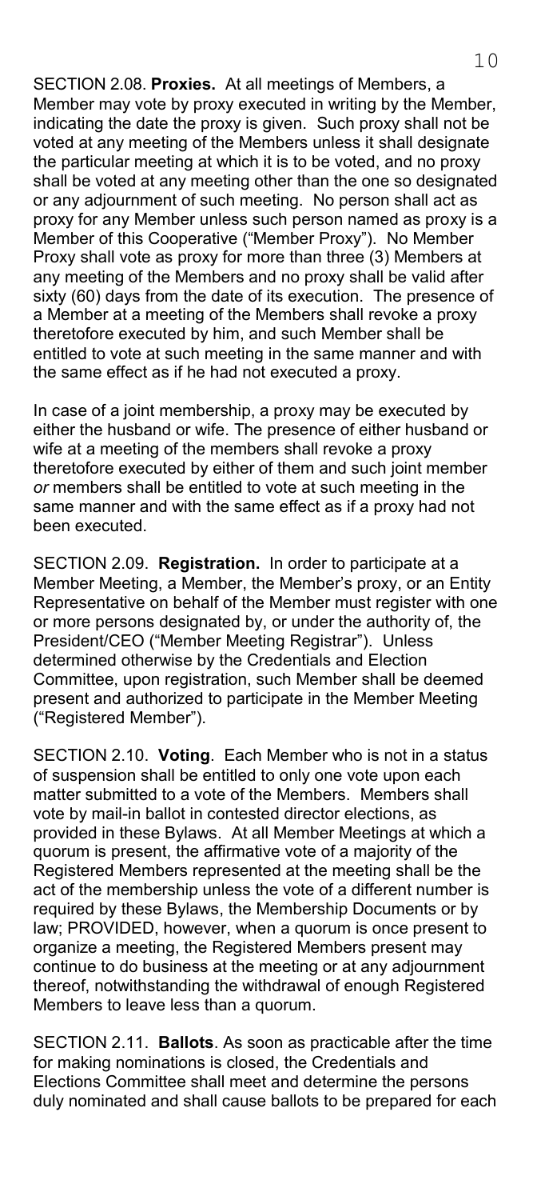SECTION 2.08. **Proxies.** At all meetings of Members, a Member may vote by proxy executed in writing by the Member, indicating the date the proxy is given. Such proxy shall not be voted at any meeting of the Members unless it shall designate the particular meeting at which it is to be voted, and no proxy shall be voted at any meeting other than the one so designated or any adjournment of such meeting. No person shall act as proxy for any Member unless such person named as proxy is a Member of this Cooperative ("Member Proxy"). No Member Proxy shall vote as proxy for more than three (3) Members at any meeting of the Members and no proxy shall be valid after sixty (60) days from the date of its execution. The presence of a Member at a meeting of the Members shall revoke a proxy theretofore executed by him, and such Member shall be entitled to vote at such meeting in the same manner and with the same effect as if he had not executed a proxy.

In case of a joint membership, a proxy may be executed by either the husband or wife. The presence of either husband or wife at a meeting of the members shall revoke a proxy theretofore executed by either of them and such joint member *or* members shall be entitled to vote at such meeting in the same manner and with the same effect as if a proxy had not been executed.

SECTION 2.09. **Registration.** In order to participate at a Member Meeting, a Member, the Member's proxy, or an Entity Representative on behalf of the Member must register with one or more persons designated by, or under the authority of, the President/CEO ("Member Meeting Registrar"). Unless determined otherwise by the Credentials and Election Committee, upon registration, such Member shall be deemed present and authorized to participate in the Member Meeting ("Registered Member").

SECTION 2.10. **Voting**. Each Member who is not in a status of suspension shall be entitled to only one vote upon each matter submitted to a vote of the Members. Members shall vote by mail-in ballot in contested director elections, as provided in these Bylaws. At all Member Meetings at which a quorum is present, the affirmative vote of a majority of the Registered Members represented at the meeting shall be the act of the membership unless the vote of a different number is required by these Bylaws, the Membership Documents or by law; PROVIDED, however, when a quorum is once present to organize a meeting, the Registered Members present may continue to do business at the meeting or at any adjournment thereof, notwithstanding the withdrawal of enough Registered Members to leave less than a quorum.

SECTION 2.11. **Ballots**. As soon as practicable after the time for making nominations is closed, the Credentials and Elections Committee shall meet and determine the persons duly nominated and shall cause ballots to be prepared for each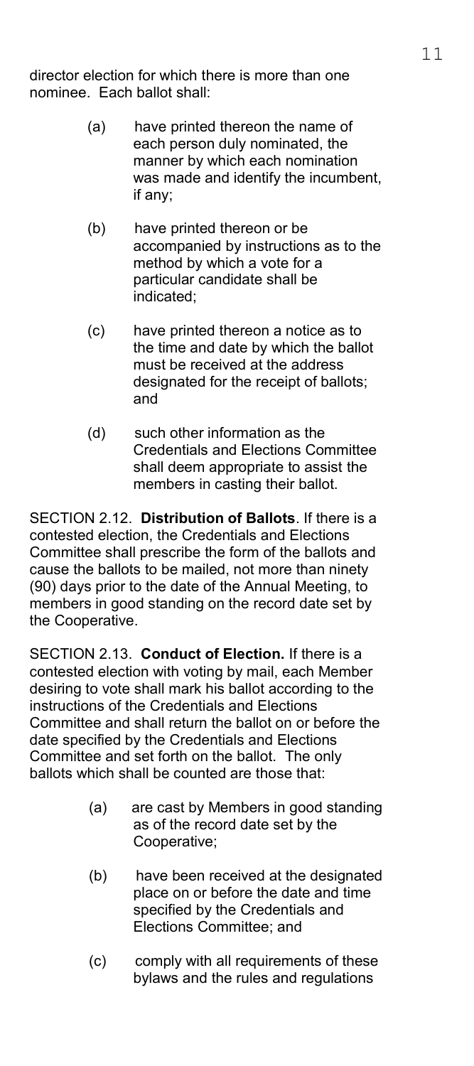director election for which there is more than one nominee. Each ballot shall:

(a) have printed thereon the name of each person duly nominated, the manner by which each nomination was made and identify the incumbent, if any;

(b) have printed thereon or be accompanied by instructions as to the method by which a vote for a particular candidate shall be indicated;

(c) have printed thereon a notice as to the time and date by which the ballot must be received at the address designated for the receipt of ballots; and

(d) such other information as the Credentials and Elections Committee shall deem appropriate to assist the members in casting their ballot.

SECTION 2.12. **Distribution of Ballots**. If there is a contested election, the Credentials and Elections Committee shall prescribe the form of the ballots and cause the ballots to be mailed, not more than ninety (90) days prior to the date of the Annual Meeting, to members in good standing on the record date set by the Cooperative.

SECTION 2.13. **Conduct of Election.** If there is a contested election with voting by mail, each Member desiring to vote shall mark his ballot according to the instructions of the Credentials and Elections Committee and shall return the ballot on or before the date specified by the Credentials and Elections Committee and set forth on the ballot. The only ballots which shall be counted are those that:

(a) are cast by Members in good standing as of the record date set by the Cooperative;

(b) have been received at the designated place on or before the date and time specified by the Credentials and Elections Committee; and

(c) comply with all requirements of these bylaws and the rules and regulations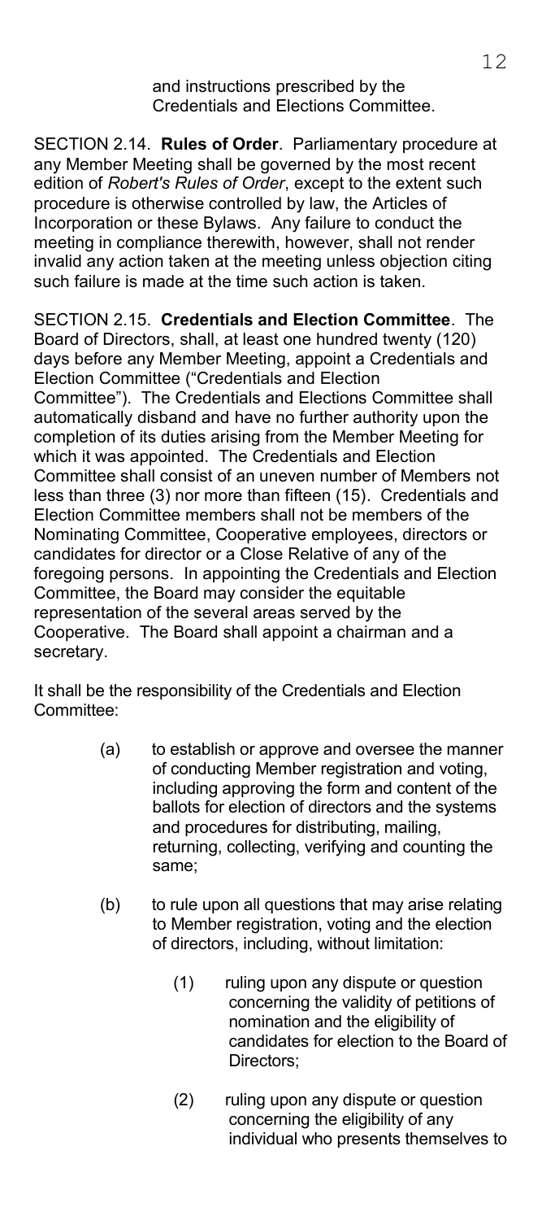and instructions prescribed by the Credentials and Elections Committee.

SECTION 2.14. **Rules of Order**. Parliamentary procedure at any Member Meeting shall be governed by the most recent edition of *Robert's Rules of Order*, except to the extent such procedure is otherwise controlled by law, the Articles of Incorporation or these Bylaws. Any failure to conduct the meeting in compliance therewith, however, shall not render invalid any action taken at the meeting unless objection citing such failure is made at the time such action is taken.

SECTION 2.15. **Credentials and Election Committee**. The Board of Directors, shall, at least one hundred twenty (120) days before any Member Meeting, appoint a Credentials and Election Committee ("Credentials and Election Committee"). The Credentials and Elections Committee shall automatically disband and have no further authority upon the completion of its duties arising from the Member Meeting for which it was appointed. The Credentials and Election Committee shall consist of an uneven number of Members not less than three (3) nor more than fifteen (15). Credentials and Election Committee members shall not be members of the Nominating Committee, Cooperative employees, directors or candidates for director or a Close Relative of any of the foregoing persons. In appointing the Credentials and Election Committee, the Board may consider the equitable representation of the several areas served by the Cooperative. The Board shall appoint a chairman and a secretary.

It shall be the responsibility of the Credentials and Election Committee:

(a) to establish or approve and oversee the manner of conducting Member registration and voting, including approving the form and content of the ballots for election of directors and the systems and procedures for distributing, mailing, returning, collecting, verifying and counting the same;

(b) to rule upon all questions that may arise relating to Member registration, voting and the election of directors, including, without limitation:

  (1) ruling upon any dispute or question concerning the validity of petitions of nomination and the eligibility of candidates for election to the Board of Directors;

  (2) ruling upon any dispute or question concerning the eligibility of any individual who presents themselves to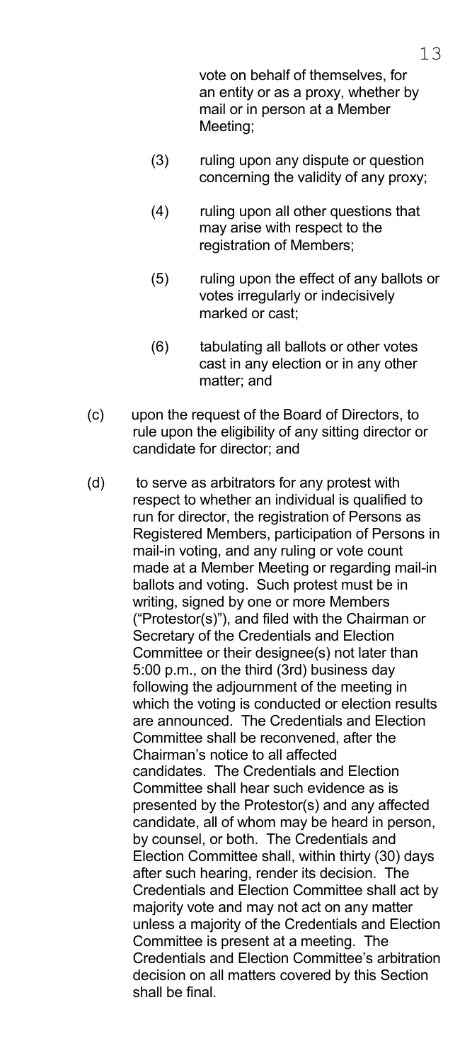vote on behalf of themselves, for an entity or as a proxy, whether by mail or in person at a Member Meeting;

(3) ruling upon any dispute or question concerning the validity of any proxy;

(4) ruling upon all other questions that may arise with respect to the registration of Members;

(5) ruling upon the effect of any ballots or votes irregularly or indecisively marked or cast;

(6) tabulating all ballots or other votes cast in any election or in any other matter; and

(c) upon the request of the Board of Directors, to rule upon the eligibility of any sitting director or candidate for director; and

(d) to serve as arbitrators for any protest with respect to whether an individual is qualified to run for director, the registration of Persons as Registered Members, participation of Persons in mail-in voting, and any ruling or vote count made at a Member Meeting or regarding mail-in ballots and voting. Such protest must be in writing, signed by one or more Members ("Protestor(s)"), and filed with the Chairman or Secretary of the Credentials and Election Committee or their designee(s) not later than 5:00 p.m., on the third (3rd) business day following the adjournment of the meeting in which the voting is conducted or election results are announced. The Credentials and Election Committee shall be reconvened, after the Chairman's notice to all affected candidates. The Credentials and Election Committee shall hear such evidence as is presented by the Protestor(s) and any affected candidate, all of whom may be heard in person, by counsel, or both. The Credentials and Election Committee shall, within thirty (30) days after such hearing, render its decision. The Credentials and Election Committee shall act by majority vote and may not act on any matter unless a majority of the Credentials and Election Committee is present at a meeting. The Credentials and Election Committee's arbitration decision on all matters covered by this Section shall be final.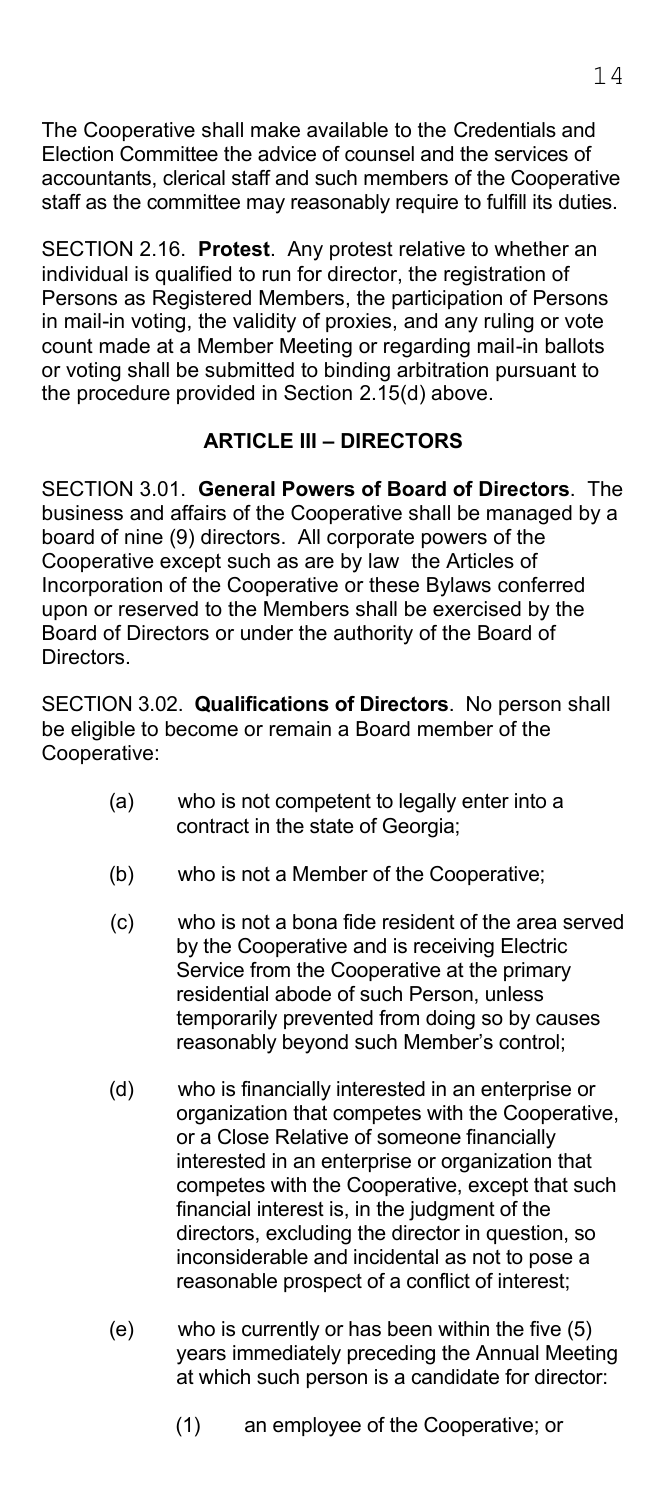The Cooperative shall make available to the Credentials and Election Committee the advice of counsel and the services of accountants, clerical staff and such members of the Cooperative staff as the committee may reasonably require to fulfill its duties.

SECTION 2.16. **Protest**. Any protest relative to whether an individual is qualified to run for director, the registration of Persons as Registered Members, the participation of Persons in mail-in voting, the validity of proxies, and any ruling or vote count made at a Member Meeting or regarding mail-in ballots or voting shall be submitted to binding arbitration pursuant to the procedure provided in Section 2.15(d) above.

## ARTICLE III – DIRECTORS

SECTION 3.01. **General Powers of Board of Directors**. The business and affairs of the Cooperative shall be managed by a board of nine (9) directors. All corporate powers of the Cooperative except such as are by law the Articles of Incorporation of the Cooperative or these Bylaws conferred upon or reserved to the Members shall be exercised by the Board of Directors or under the authority of the Board of Directors.

SECTION 3.02. **Qualifications of Directors**. No person shall be eligible to become or remain a Board member of the Cooperative:

(a) who is not competent to legally enter into a contract in the state of Georgia;

(b) who is not a Member of the Cooperative;

(c) who is not a bona fide resident of the area served by the Cooperative and is receiving Electric Service from the Cooperative at the primary residential abode of such Person, unless temporarily prevented from doing so by causes reasonably beyond such Member's control;

(d) who is financially interested in an enterprise or organization that competes with the Cooperative, or a Close Relative of someone financially interested in an enterprise or organization that competes with the Cooperative, except that such financial interest is, in the judgment of the directors, excluding the director in question, so inconsiderable and incidental as not to pose a reasonable prospect of a conflict of interest;

(e) who is currently or has been within the five (5) years immediately preceding the Annual Meeting at which such person is a candidate for director:

(1) an employee of the Cooperative; or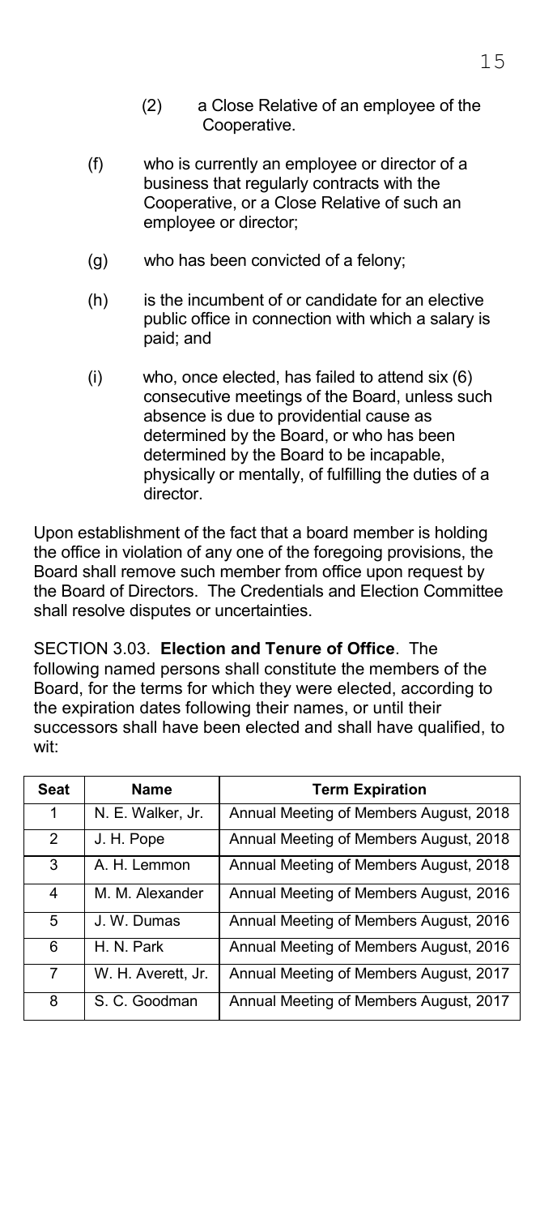(2) a Close Relative of an employee of the Cooperative.

(f) who is currently an employee or director of a business that regularly contracts with the Cooperative, or a Close Relative of such an employee or director;

(g) who has been convicted of a felony;

(h) is the incumbent of or candidate for an elective public office in connection with which a salary is paid; and

(i) who, once elected, has failed to attend six (6) consecutive meetings of the Board, unless such absence is due to providential cause as determined by the Board, or who has been determined by the Board to be incapable, physically or mentally, of fulfilling the duties of a director.

Upon establishment of the fact that a board member is holding the office in violation of any one of the foregoing provisions, the Board shall remove such member from office upon request by the Board of Directors. The Credentials and Election Committee shall resolve disputes or uncertainties.

SECTION 3.03. **Election and Tenure of Office**. The following named persons shall constitute the members of the Board, for the terms for which they were elected, according to the expiration dates following their names, or until their successors shall have been elected and shall have qualified, to wit:

| Seat | Name | Term Expiration |
|---|---|---|
| 1 | N. E. Walker, Jr. | Annual Meeting of Members August, 2018 |
| 2 | J. H. Pope | Annual Meeting of Members August, 2018 |
| 3 | A. H. Lemmon | Annual Meeting of Members August, 2018 |
| 4 | M. M. Alexander | Annual Meeting of Members August, 2016 |
| 5 | J. W. Dumas | Annual Meeting of Members August, 2016 |
| 6 | H. N. Park | Annual Meeting of Members August, 2016 |
| 7 | W. H. Averett, Jr. | Annual Meeting of Members August, 2017 |
| 8 | S. C. Goodman | Annual Meeting of Members August, 2017 |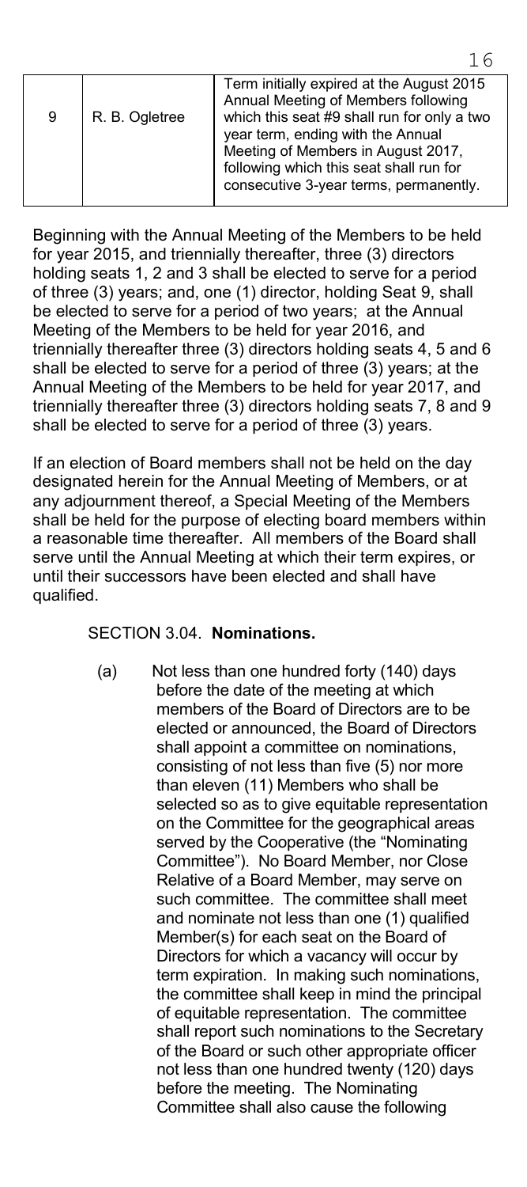| 9 | R. B. Ogletree | Term initially expired at the August 2015 Annual Meeting of Members following which this seat #9 shall run for only a two year term, ending with the Annual Meeting of Members in August 2017, following which this seat shall run for consecutive 3-year terms, permanently. |
|---|---|---|

Beginning with the Annual Meeting of the Members to be held for year 2015, and triennially thereafter, three (3) directors holding seats 1, 2 and 3 shall be elected to serve for a period of three (3) years; and, one (1) director, holding Seat 9, shall be elected to serve for a period of two years; at the Annual Meeting of the Members to be held for year 2016, and triennially thereafter three (3) directors holding seats 4, 5 and 6 shall be elected to serve for a period of three (3) years; at the Annual Meeting of the Members to be held for year 2017, and triennially thereafter three (3) directors holding seats 7, 8 and 9 shall be elected to serve for a period of three (3) years.

If an election of Board members shall not be held on the day designated herein for the Annual Meeting of Members, or at any adjournment thereof, a Special Meeting of the Members shall be held for the purpose of electing board members within a reasonable time thereafter. All members of the Board shall serve until the Annual Meeting at which their term expires, or until their successors have been elected and shall have qualified.

SECTION 3.04. **Nominations.**

(a) Not less than one hundred forty (140) days before the date of the meeting at which members of the Board of Directors are to be elected or announced, the Board of Directors shall appoint a committee on nominations, consisting of not less than five (5) nor more than eleven (11) Members who shall be selected so as to give equitable representation on the Committee for the geographical areas served by the Cooperative (the "Nominating Committee"). No Board Member, nor Close Relative of a Board Member, may serve on such committee. The committee shall meet and nominate not less than one (1) qualified Member(s) for each seat on the Board of Directors for which a vacancy will occur by term expiration. In making such nominations, the committee shall keep in mind the principal of equitable representation. The committee shall report such nominations to the Secretary of the Board or such other appropriate officer not less than one hundred twenty (120) days before the meeting. The Nominating Committee shall also cause the following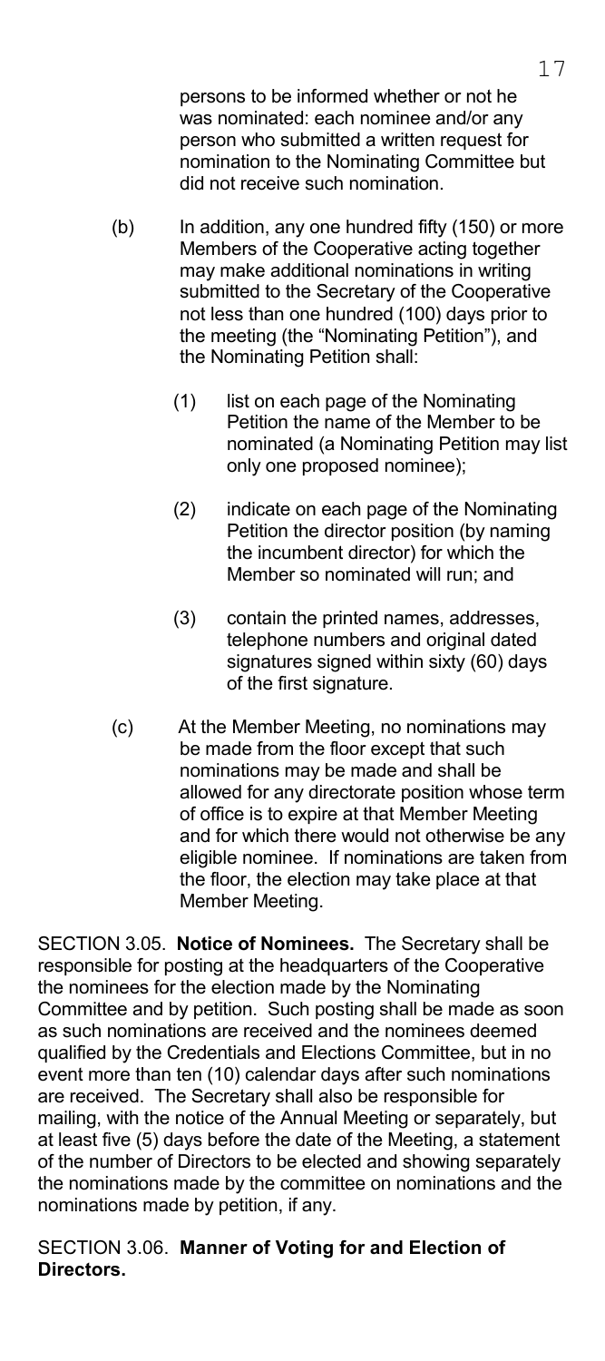persons to be informed whether or not he was nominated: each nominee and/or any person who submitted a written request for nomination to the Nominating Committee but did not receive such nomination.

(b) In addition, any one hundred fifty (150) or more Members of the Cooperative acting together may make additional nominations in writing submitted to the Secretary of the Cooperative not less than one hundred (100) days prior to the meeting (the "Nominating Petition"), and the Nominating Petition shall:

(1) list on each page of the Nominating Petition the name of the Member to be nominated (a Nominating Petition may list only one proposed nominee);

(2) indicate on each page of the Nominating Petition the director position (by naming the incumbent director) for which the Member so nominated will run; and

(3) contain the printed names, addresses, telephone numbers and original dated signatures signed within sixty (60) days of the first signature.

(c) At the Member Meeting, no nominations may be made from the floor except that such nominations may be made and shall be allowed for any directorate position whose term of office is to expire at that Member Meeting and for which there would not otherwise be any eligible nominee. If nominations are taken from the floor, the election may take place at that Member Meeting.

SECTION 3.05. **Notice of Nominees.** The Secretary shall be responsible for posting at the headquarters of the Cooperative the nominees for the election made by the Nominating Committee and by petition. Such posting shall be made as soon as such nominations are received and the nominees deemed qualified by the Credentials and Elections Committee, but in no event more than ten (10) calendar days after such nominations are received. The Secretary shall also be responsible for mailing, with the notice of the Annual Meeting or separately, but at least five (5) days before the date of the Meeting, a statement of the number of Directors to be elected and showing separately the nominations made by the committee on nominations and the nominations made by petition, if any.

SECTION 3.06. **Manner of Voting for and Election of Directors.**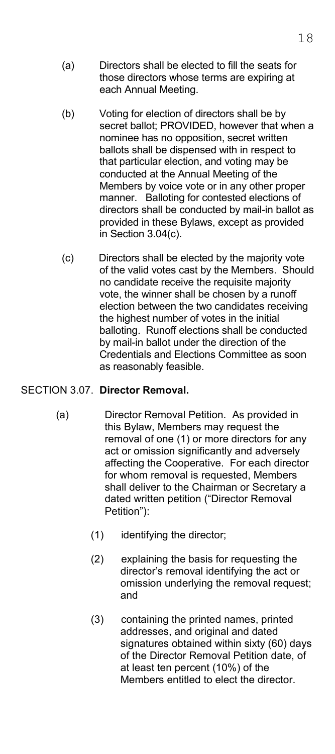(a) Directors shall be elected to fill the seats for those directors whose terms are expiring at each Annual Meeting.

(b) Voting for election of directors shall be by secret ballot; PROVIDED, however that when a nominee has no opposition, secret written ballots shall be dispensed with in respect to that particular election, and voting may be conducted at the Annual Meeting of the Members by voice vote or in any other proper manner. Balloting for contested elections of directors shall be conducted by mail-in ballot as provided in these Bylaws, except as provided in Section 3.04(c).

(c) Directors shall be elected by the majority vote of the valid votes cast by the Members. Should no candidate receive the requisite majority vote, the winner shall be chosen by a runoff election between the two candidates receiving the highest number of votes in the initial balloting. Runoff elections shall be conducted by mail-in ballot under the direction of the Credentials and Elections Committee as soon as reasonably feasible.

SECTION 3.07. **Director Removal.**

(a) Director Removal Petition. As provided in this Bylaw, Members may request the removal of one (1) or more directors for any act or omission significantly and adversely affecting the Cooperative. For each director for whom removal is requested, Members shall deliver to the Chairman or Secretary a dated written petition ("Director Removal Petition"):

(1) identifying the director;

(2) explaining the basis for requesting the director's removal identifying the act or omission underlying the removal request; and

(3) containing the printed names, printed addresses, and original and dated signatures obtained within sixty (60) days of the Director Removal Petition date, of at least ten percent (10%) of the Members entitled to elect the director.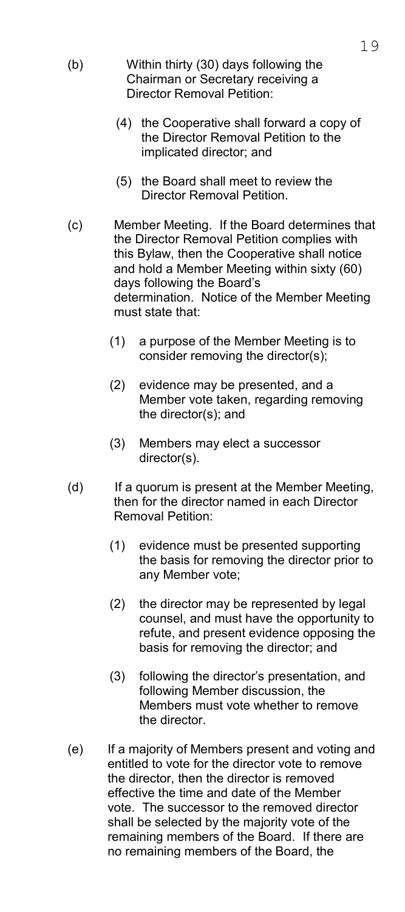(b) Within thirty (30) days following the Chairman or Secretary receiving a Director Removal Petition:

  (4) the Cooperative shall forward a copy of the Director Removal Petition to the implicated director; and

  (5) the Board shall meet to review the Director Removal Petition.

(c) Member Meeting. If the Board determines that the Director Removal Petition complies with this Bylaw, then the Cooperative shall notice and hold a Member Meeting within sixty (60) days following the Board's determination. Notice of the Member Meeting must state that:

  (1) a purpose of the Member Meeting is to consider removing the director(s);

  (2) evidence may be presented, and a Member vote taken, regarding removing the director(s); and

  (3) Members may elect a successor director(s).

(d) If a quorum is present at the Member Meeting, then for the director named in each Director Removal Petition:

  (1) evidence must be presented supporting the basis for removing the director prior to any Member vote;

  (2) the director may be represented by legal counsel, and must have the opportunity to refute, and present evidence opposing the basis for removing the director; and

  (3) following the director's presentation, and following Member discussion, the Members must vote whether to remove the director.

(e) If a majority of Members present and voting and entitled to vote for the director vote to remove the director, then the director is removed effective the time and date of the Member vote. The successor to the removed director shall be selected by the majority vote of the remaining members of the Board. If there are no remaining members of the Board, the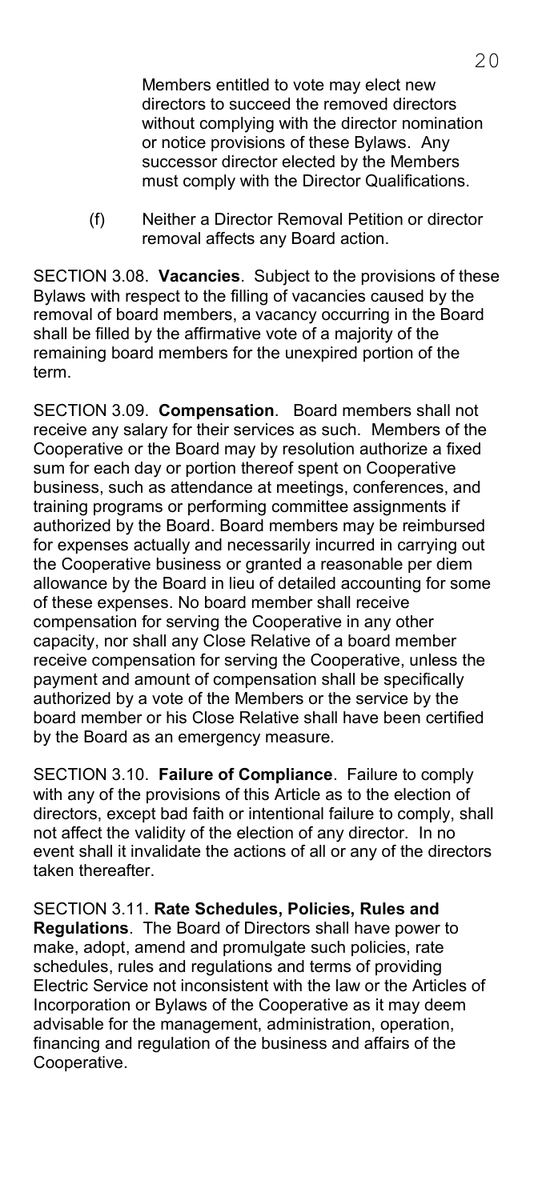Members entitled to vote may elect new directors to succeed the removed directors without complying with the director nomination or notice provisions of these Bylaws. Any successor director elected by the Members must comply with the Director Qualifications.

(f) Neither a Director Removal Petition or director removal affects any Board action.

SECTION 3.08. **Vacancies**. Subject to the provisions of these Bylaws with respect to the filling of vacancies caused by the removal of board members, a vacancy occurring in the Board shall be filled by the affirmative vote of a majority of the remaining board members for the unexpired portion of the term.

SECTION 3.09. **Compensation**. Board members shall not receive any salary for their services as such. Members of the Cooperative or the Board may by resolution authorize a fixed sum for each day or portion thereof spent on Cooperative business, such as attendance at meetings, conferences, and training programs or performing committee assignments if authorized by the Board. Board members may be reimbursed for expenses actually and necessarily incurred in carrying out the Cooperative business or granted a reasonable per diem allowance by the Board in lieu of detailed accounting for some of these expenses. No board member shall receive compensation for serving the Cooperative in any other capacity, nor shall any Close Relative of a board member receive compensation for serving the Cooperative, unless the payment and amount of compensation shall be specifically authorized by a vote of the Members or the service by the board member or his Close Relative shall have been certified by the Board as an emergency measure.

SECTION 3.10. **Failure of Compliance**. Failure to comply with any of the provisions of this Article as to the election of directors, except bad faith or intentional failure to comply, shall not affect the validity of the election of any director. In no event shall it invalidate the actions of all or any of the directors taken thereafter.

SECTION 3.11. **Rate Schedules, Policies, Rules and Regulations**. The Board of Directors shall have power to make, adopt, amend and promulgate such policies, rate schedules, rules and regulations and terms of providing Electric Service not inconsistent with the law or the Articles of Incorporation or Bylaws of the Cooperative as it may deem advisable for the management, administration, operation, financing and regulation of the business and affairs of the Cooperative.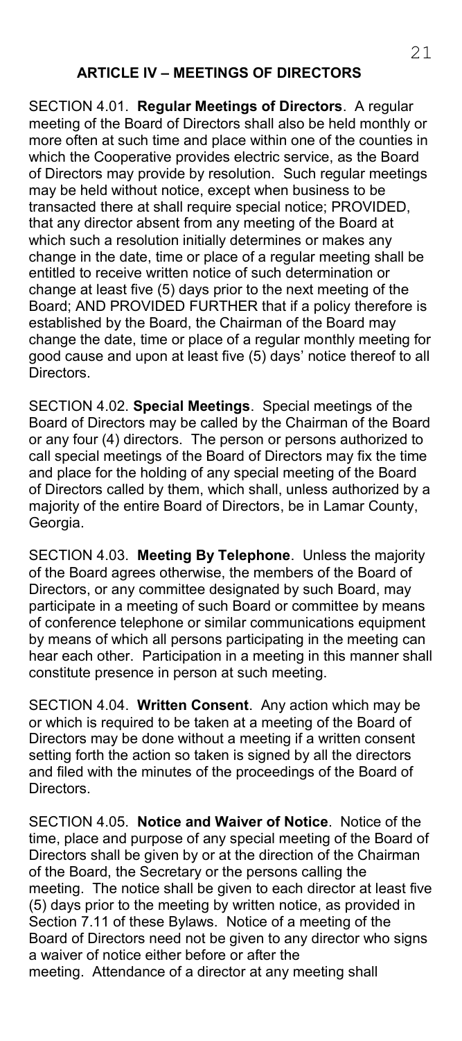## ARTICLE IV – MEETINGS OF DIRECTORS

SECTION 4.01. **Regular Meetings of Directors**. A regular meeting of the Board of Directors shall also be held monthly or more often at such time and place within one of the counties in which the Cooperative provides electric service, as the Board of Directors may provide by resolution. Such regular meetings may be held without notice, except when business to be transacted there at shall require special notice; PROVIDED, that any director absent from any meeting of the Board at which such a resolution initially determines or makes any change in the date, time or place of a regular meeting shall be entitled to receive written notice of such determination or change at least five (5) days prior to the next meeting of the Board; AND PROVIDED FURTHER that if a policy therefore is established by the Board, the Chairman of the Board may change the date, time or place of a regular monthly meeting for good cause and upon at least five (5) days' notice thereof to all Directors.

SECTION 4.02. **Special Meetings**. Special meetings of the Board of Directors may be called by the Chairman of the Board or any four (4) directors. The person or persons authorized to call special meetings of the Board of Directors may fix the time and place for the holding of any special meeting of the Board of Directors called by them, which shall, unless authorized by a majority of the entire Board of Directors, be in Lamar County, Georgia.

SECTION 4.03. **Meeting By Telephone**. Unless the majority of the Board agrees otherwise, the members of the Board of Directors, or any committee designated by such Board, may participate in a meeting of such Board or committee by means of conference telephone or similar communications equipment by means of which all persons participating in the meeting can hear each other. Participation in a meeting in this manner shall constitute presence in person at such meeting.

SECTION 4.04. **Written Consent**. Any action which may be or which is required to be taken at a meeting of the Board of Directors may be done without a meeting if a written consent setting forth the action so taken is signed by all the directors and filed with the minutes of the proceedings of the Board of Directors.

SECTION 4.05. **Notice and Waiver of Notice**. Notice of the time, place and purpose of any special meeting of the Board of Directors shall be given by or at the direction of the Chairman of the Board, the Secretary or the persons calling the meeting. The notice shall be given to each director at least five (5) days prior to the meeting by written notice, as provided in Section 7.11 of these Bylaws. Notice of a meeting of the Board of Directors need not be given to any director who signs a waiver of notice either before or after the meeting. Attendance of a director at any meeting shall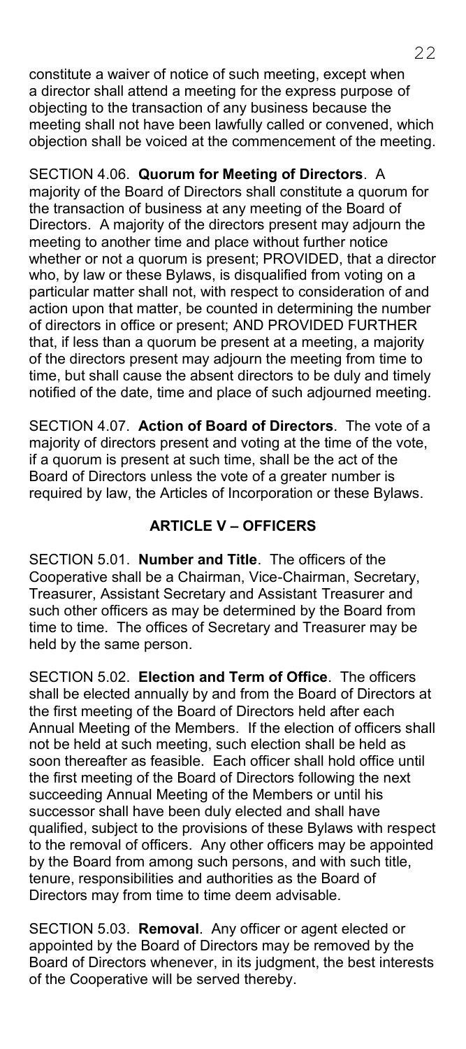constitute a waiver of notice of such meeting, except when a director shall attend a meeting for the express purpose of objecting to the transaction of any business because the meeting shall not have been lawfully called or convened, which objection shall be voiced at the commencement of the meeting.

SECTION 4.06. **Quorum for Meeting of Directors**. A majority of the Board of Directors shall constitute a quorum for the transaction of business at any meeting of the Board of Directors. A majority of the directors present may adjourn the meeting to another time and place without further notice whether or not a quorum is present; PROVIDED, that a director who, by law or these Bylaws, is disqualified from voting on a particular matter shall not, with respect to consideration of and action upon that matter, be counted in determining the number of directors in office or present; AND PROVIDED FURTHER that, if less than a quorum be present at a meeting, a majority of the directors present may adjourn the meeting from time to time, but shall cause the absent directors to be duly and timely notified of the date, time and place of such adjourned meeting.

SECTION 4.07. **Action of Board of Directors**. The vote of a majority of directors present and voting at the time of the vote, if a quorum is present at such time, shall be the act of the Board of Directors unless the vote of a greater number is required by law, the Articles of Incorporation or these Bylaws.

## ARTICLE V – OFFICERS

SECTION 5.01. **Number and Title**. The officers of the Cooperative shall be a Chairman, Vice-Chairman, Secretary, Treasurer, Assistant Secretary and Assistant Treasurer and such other officers as may be determined by the Board from time to time. The offices of Secretary and Treasurer may be held by the same person.

SECTION 5.02. **Election and Term of Office**. The officers shall be elected annually by and from the Board of Directors at the first meeting of the Board of Directors held after each Annual Meeting of the Members. If the election of officers shall not be held at such meeting, such election shall be held as soon thereafter as feasible. Each officer shall hold office until the first meeting of the Board of Directors following the next succeeding Annual Meeting of the Members or until his successor shall have been duly elected and shall have qualified, subject to the provisions of these Bylaws with respect to the removal of officers. Any other officers may be appointed by the Board from among such persons, and with such title, tenure, responsibilities and authorities as the Board of Directors may from time to time deem advisable.

SECTION 5.03. **Removal**. Any officer or agent elected or appointed by the Board of Directors may be removed by the Board of Directors whenever, in its judgment, the best interests of the Cooperative will be served thereby.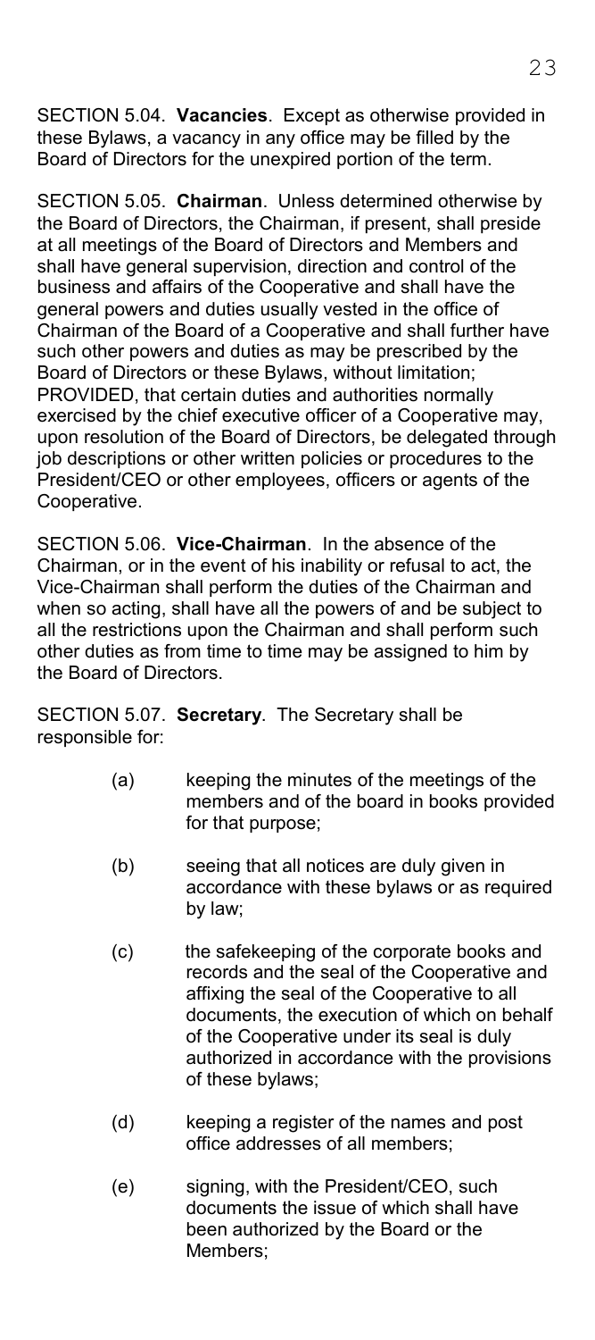SECTION 5.04. **Vacancies**. Except as otherwise provided in these Bylaws, a vacancy in any office may be filled by the Board of Directors for the unexpired portion of the term.

SECTION 5.05. **Chairman**. Unless determined otherwise by the Board of Directors, the Chairman, if present, shall preside at all meetings of the Board of Directors and Members and shall have general supervision, direction and control of the business and affairs of the Cooperative and shall have the general powers and duties usually vested in the office of Chairman of the Board of a Cooperative and shall further have such other powers and duties as may be prescribed by the Board of Directors or these Bylaws, without limitation; PROVIDED, that certain duties and authorities normally exercised by the chief executive officer of a Cooperative may, upon resolution of the Board of Directors, be delegated through job descriptions or other written policies or procedures to the President/CEO or other employees, officers or agents of the Cooperative.

SECTION 5.06. **Vice-Chairman**. In the absence of the Chairman, or in the event of his inability or refusal to act, the Vice-Chairman shall perform the duties of the Chairman and when so acting, shall have all the powers of and be subject to all the restrictions upon the Chairman and shall perform such other duties as from time to time may be assigned to him by the Board of Directors.

SECTION 5.07. **Secretary**. The Secretary shall be responsible for:

(a) keeping the minutes of the meetings of the members and of the board in books provided for that purpose;

(b) seeing that all notices are duly given in accordance with these bylaws or as required by law;

(c) the safekeeping of the corporate books and records and the seal of the Cooperative and affixing the seal of the Cooperative to all documents, the execution of which on behalf of the Cooperative under its seal is duly authorized in accordance with the provisions of these bylaws;

(d) keeping a register of the names and post office addresses of all members;

(e) signing, with the President/CEO, such documents the issue of which shall have been authorized by the Board or the Members;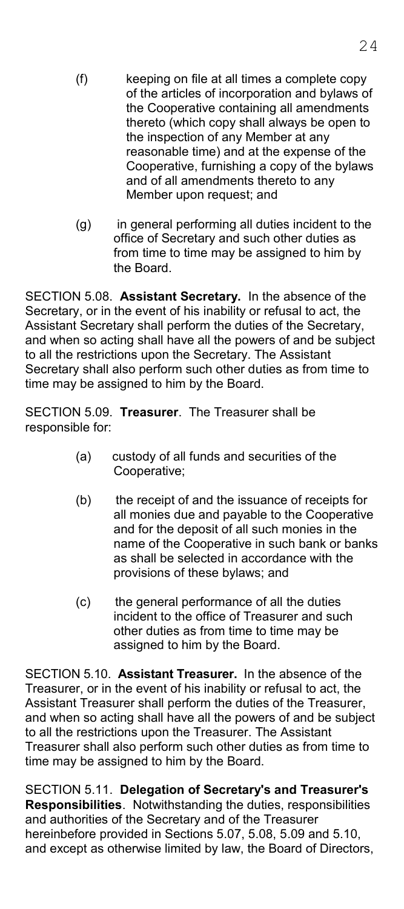(f) keeping on file at all times a complete copy of the articles of incorporation and bylaws of the Cooperative containing all amendments thereto (which copy shall always be open to the inspection of any Member at any reasonable time) and at the expense of the Cooperative, furnishing a copy of the bylaws and of all amendments thereto to any Member upon request; and

(g) in general performing all duties incident to the office of Secretary and such other duties as from time to time may be assigned to him by the Board.

SECTION 5.08. **Assistant Secretary.** In the absence of the Secretary, or in the event of his inability or refusal to act, the Assistant Secretary shall perform the duties of the Secretary, and when so acting shall have all the powers of and be subject to all the restrictions upon the Secretary. The Assistant Secretary shall also perform such other duties as from time to time may be assigned to him by the Board.

SECTION 5.09. **Treasurer**. The Treasurer shall be responsible for:

(a) custody of all funds and securities of the Cooperative;

(b) the receipt of and the issuance of receipts for all monies due and payable to the Cooperative and for the deposit of all such monies in the name of the Cooperative in such bank or banks as shall be selected in accordance with the provisions of these bylaws; and

(c) the general performance of all the duties incident to the office of Treasurer and such other duties as from time to time may be assigned to him by the Board.

SECTION 5.10. **Assistant Treasurer.** In the absence of the Treasurer, or in the event of his inability or refusal to act, the Assistant Treasurer shall perform the duties of the Treasurer, and when so acting shall have all the powers of and be subject to all the restrictions upon the Treasurer. The Assistant Treasurer shall also perform such other duties as from time to time may be assigned to him by the Board.

SECTION 5.11. **Delegation of Secretary's and Treasurer's Responsibilities**. Notwithstanding the duties, responsibilities and authorities of the Secretary and of the Treasurer hereinbefore provided in Sections 5.07, 5.08, 5.09 and 5.10, and except as otherwise limited by law, the Board of Directors,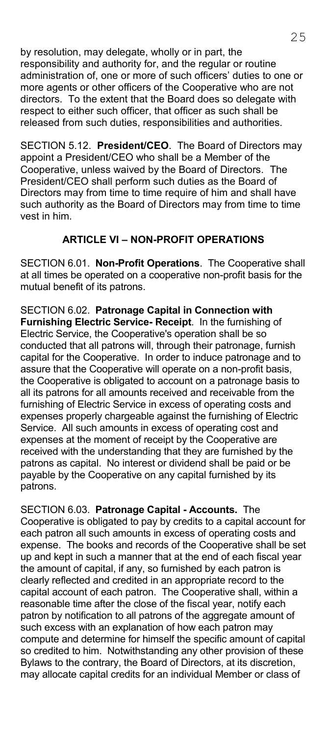by resolution, may delegate, wholly or in part, the responsibility and authority for, and the regular or routine administration of, one or more of such officers' duties to one or more agents or other officers of the Cooperative who are not directors. To the extent that the Board does so delegate with respect to either such officer, that officer as such shall be released from such duties, responsibilities and authorities.

SECTION 5.12. **President/CEO**. The Board of Directors may appoint a President/CEO who shall be a Member of the Cooperative, unless waived by the Board of Directors. The President/CEO shall perform such duties as the Board of Directors may from time to time require of him and shall have such authority as the Board of Directors may from time to time vest in him.

## ARTICLE VI – NON-PROFIT OPERATIONS

SECTION 6.01. **Non-Profit Operations**. The Cooperative shall at all times be operated on a cooperative non-profit basis for the mutual benefit of its patrons.

SECTION 6.02. **Patronage Capital in Connection with Furnishing Electric Service- Receipt**. In the furnishing of Electric Service, the Cooperative's operation shall be so conducted that all patrons will, through their patronage, furnish capital for the Cooperative. In order to induce patronage and to assure that the Cooperative will operate on a non-profit basis, the Cooperative is obligated to account on a patronage basis to all its patrons for all amounts received and receivable from the furnishing of Electric Service in excess of operating costs and expenses properly chargeable against the furnishing of Electric Service. All such amounts in excess of operating cost and expenses at the moment of receipt by the Cooperative are received with the understanding that they are furnished by the patrons as capital. No interest or dividend shall be paid or be payable by the Cooperative on any capital furnished by its patrons.

SECTION 6.03. **Patronage Capital - Accounts.** The Cooperative is obligated to pay by credits to a capital account for each patron all such amounts in excess of operating costs and expense. The books and records of the Cooperative shall be set up and kept in such a manner that at the end of each fiscal year the amount of capital, if any, so furnished by each patron is clearly reflected and credited in an appropriate record to the capital account of each patron. The Cooperative shall, within a reasonable time after the close of the fiscal year, notify each patron by notification to all patrons of the aggregate amount of such excess with an explanation of how each patron may compute and determine for himself the specific amount of capital so credited to him. Notwithstanding any other provision of these Bylaws to the contrary, the Board of Directors, at its discretion, may allocate capital credits for an individual Member or class of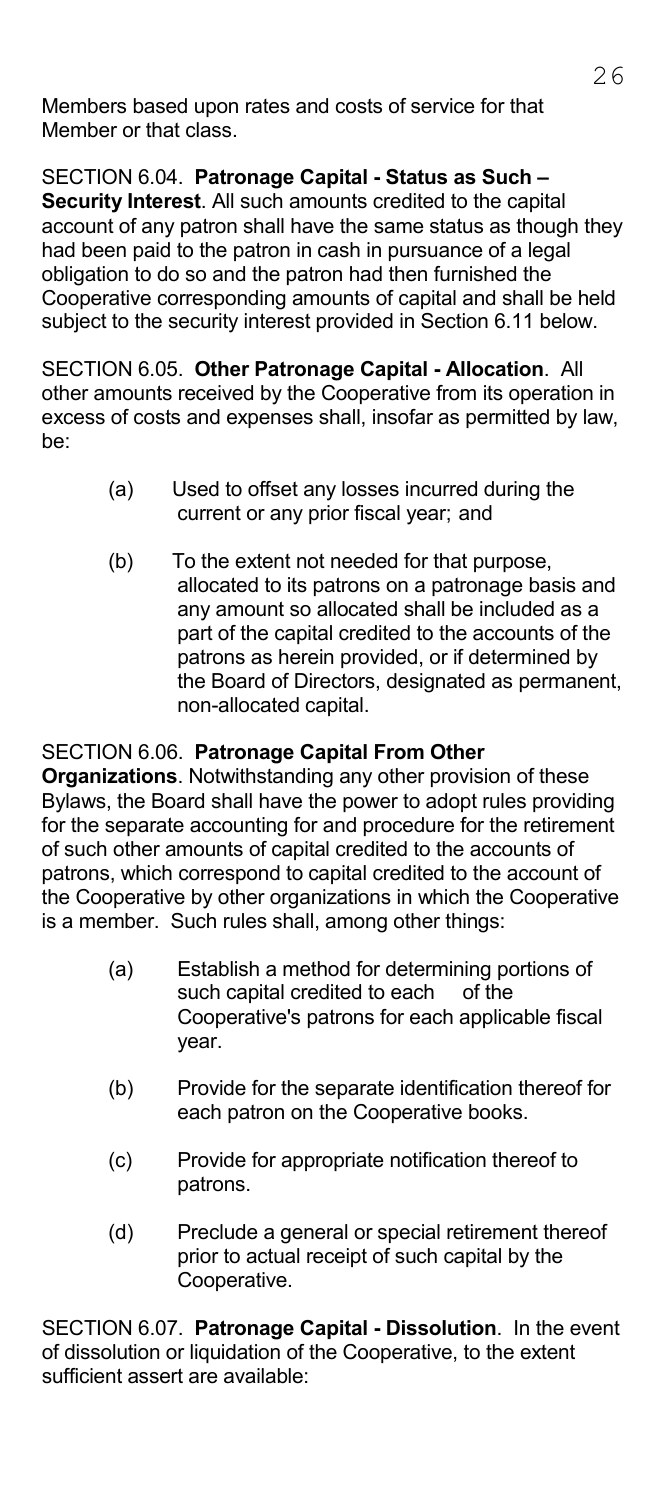Members based upon rates and costs of service for that Member or that class.

SECTION 6.04. **Patronage Capital - Status as Such – Security Interest**. All such amounts credited to the capital account of any patron shall have the same status as though they had been paid to the patron in cash in pursuance of a legal obligation to do so and the patron had then furnished the Cooperative corresponding amounts of capital and shall be held subject to the security interest provided in Section 6.11 below.

SECTION 6.05. **Other Patronage Capital - Allocation**. All other amounts received by the Cooperative from its operation in excess of costs and expenses shall, insofar as permitted by law, be:

(a) Used to offset any losses incurred during the current or any prior fiscal year; and

(b) To the extent not needed for that purpose, allocated to its patrons on a patronage basis and any amount so allocated shall be included as a part of the capital credited to the accounts of the patrons as herein provided, or if determined by the Board of Directors, designated as permanent, non-allocated capital.

SECTION 6.06. **Patronage Capital From Other Organizations**. Notwithstanding any other provision of these Bylaws, the Board shall have the power to adopt rules providing for the separate accounting for and procedure for the retirement of such other amounts of capital credited to the accounts of patrons, which correspond to capital credited to the account of the Cooperative by other organizations in which the Cooperative is a member. Such rules shall, among other things:

(a) Establish a method for determining portions of such capital credited to each of the Cooperative's patrons for each applicable fiscal year.

(b) Provide for the separate identification thereof for each patron on the Cooperative books.

(c) Provide for appropriate notification thereof to patrons.

(d) Preclude a general or special retirement thereof prior to actual receipt of such capital by the Cooperative.

SECTION 6.07. **Patronage Capital - Dissolution**. In the event of dissolution or liquidation of the Cooperative, to the extent sufficient assert are available: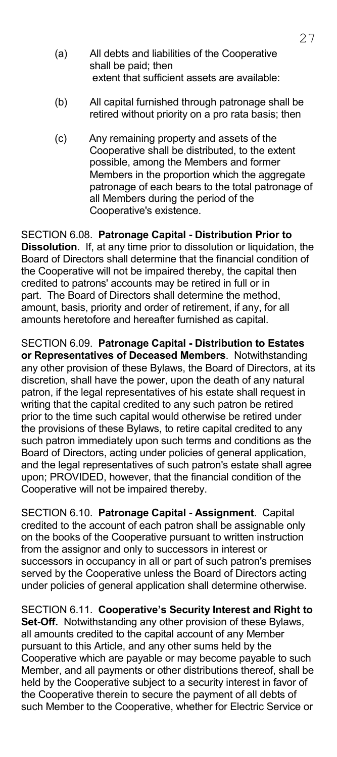(a) All debts and liabilities of the Cooperative shall be paid; then
 extent that sufficient assets are available:

(b) All capital furnished through patronage shall be retired without priority on a pro rata basis; then

(c) Any remaining property and assets of the Cooperative shall be distributed, to the extent possible, among the Members and former Members in the proportion which the aggregate patronage of each bears to the total patronage of all Members during the period of the Cooperative's existence.

SECTION 6.08. **Patronage Capital - Distribution Prior to Dissolution**. If, at any time prior to dissolution or liquidation, the Board of Directors shall determine that the financial condition of the Cooperative will not be impaired thereby, the capital then credited to patrons' accounts may be retired in full or in part. The Board of Directors shall determine the method, amount, basis, priority and order of retirement, if any, for all amounts heretofore and hereafter furnished as capital.

SECTION 6.09. **Patronage Capital - Distribution to Estates or Representatives of Deceased Members**. Notwithstanding any other provision of these Bylaws, the Board of Directors, at its discretion, shall have the power, upon the death of any natural patron, if the legal representatives of his estate shall request in writing that the capital credited to any such patron be retired prior to the time such capital would otherwise be retired under the provisions of these Bylaws, to retire capital credited to any such patron immediately upon such terms and conditions as the Board of Directors, acting under policies of general application, and the legal representatives of such patron's estate shall agree upon; PROVIDED, however, that the financial condition of the Cooperative will not be impaired thereby.

SECTION 6.10. **Patronage Capital - Assignment**. Capital credited to the account of each patron shall be assignable only on the books of the Cooperative pursuant to written instruction from the assignor and only to successors in interest or successors in occupancy in all or part of such patron's premises served by the Cooperative unless the Board of Directors acting under policies of general application shall determine otherwise.

SECTION 6.11. **Cooperative's Security Interest and Right to Set-Off.** Notwithstanding any other provision of these Bylaws, all amounts credited to the capital account of any Member pursuant to this Article, and any other sums held by the Cooperative which are payable or may become payable to such Member, and all payments or other distributions thereof, shall be held by the Cooperative subject to a security interest in favor of the Cooperative therein to secure the payment of all debts of such Member to the Cooperative, whether for Electric Service or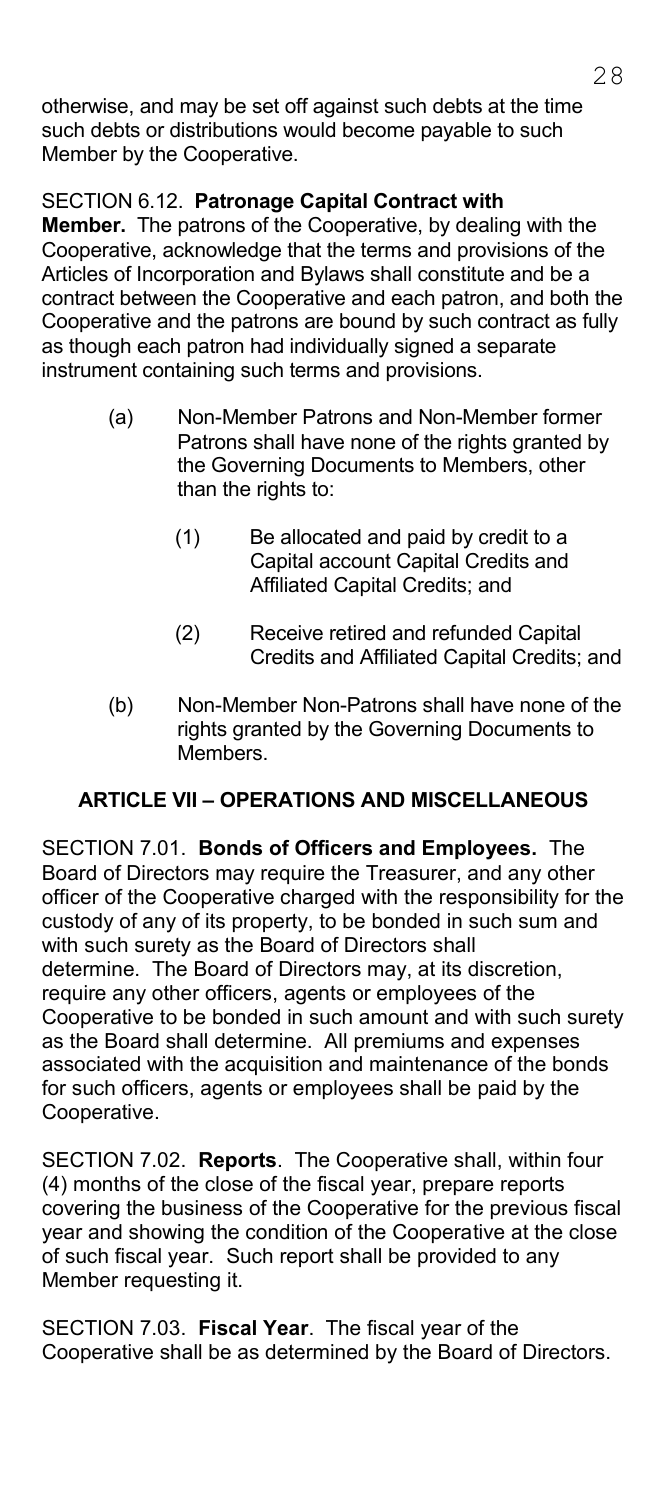otherwise, and may be set off against such debts at the time such debts or distributions would become payable to such Member by the Cooperative.

SECTION 6.12. **Patronage Capital Contract with Member.** The patrons of the Cooperative, by dealing with the Cooperative, acknowledge that the terms and provisions of the Articles of Incorporation and Bylaws shall constitute and be a contract between the Cooperative and each patron, and both the Cooperative and the patrons are bound by such contract as fully as though each patron had individually signed a separate instrument containing such terms and provisions.

(a) Non-Member Patrons and Non-Member former Patrons shall have none of the rights granted by the Governing Documents to Members, other than the rights to:

  (1) Be allocated and paid by credit to a Capital account Capital Credits and Affiliated Capital Credits; and

  (2) Receive retired and refunded Capital Credits and Affiliated Capital Credits; and

(b) Non-Member Non-Patrons shall have none of the rights granted by the Governing Documents to Members.

## ARTICLE VII – OPERATIONS AND MISCELLANEOUS

SECTION 7.01. **Bonds of Officers and Employees.** The Board of Directors may require the Treasurer, and any other officer of the Cooperative charged with the responsibility for the custody of any of its property, to be bonded in such sum and with such surety as the Board of Directors shall determine. The Board of Directors may, at its discretion, require any other officers, agents or employees of the Cooperative to be bonded in such amount and with such surety as the Board shall determine. All premiums and expenses associated with the acquisition and maintenance of the bonds for such officers, agents or employees shall be paid by the Cooperative.

SECTION 7.02. **Reports**. The Cooperative shall, within four (4) months of the close of the fiscal year, prepare reports covering the business of the Cooperative for the previous fiscal year and showing the condition of the Cooperative at the close of such fiscal year. Such report shall be provided to any Member requesting it.

SECTION 7.03. **Fiscal Year**. The fiscal year of the Cooperative shall be as determined by the Board of Directors.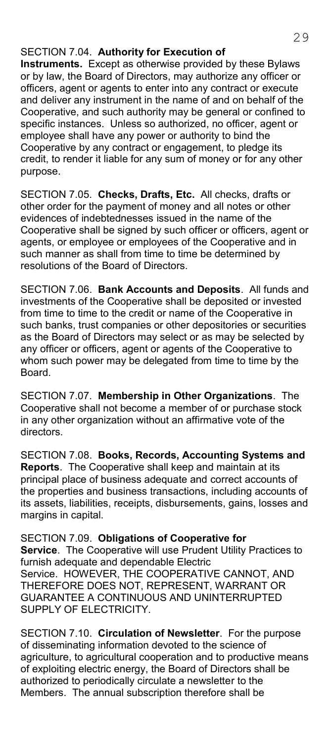SECTION 7.04. **Authority for Execution of Instruments.** Except as otherwise provided by these Bylaws or by law, the Board of Directors, may authorize any officer or officers, agent or agents to enter into any contract or execute and deliver any instrument in the name of and on behalf of the Cooperative, and such authority may be general or confined to specific instances. Unless so authorized, no officer, agent or employee shall have any power or authority to bind the Cooperative by any contract or engagement, to pledge its credit, to render it liable for any sum of money or for any other purpose.

SECTION 7.05. **Checks, Drafts, Etc.** All checks, drafts or other order for the payment of money and all notes or other evidences of indebtednesses issued in the name of the Cooperative shall be signed by such officer or officers, agent or agents, or employee or employees of the Cooperative and in such manner as shall from time to time be determined by resolutions of the Board of Directors.

SECTION 7.06. **Bank Accounts and Deposits**. All funds and investments of the Cooperative shall be deposited or invested from time to time to the credit or name of the Cooperative in such banks, trust companies or other depositories or securities as the Board of Directors may select or as may be selected by any officer or officers, agent or agents of the Cooperative to whom such power may be delegated from time to time by the Board.

SECTION 7.07. **Membership in Other Organizations**. The Cooperative shall not become a member of or purchase stock in any other organization without an affirmative vote of the directors.

SECTION 7.08. **Books, Records, Accounting Systems and Reports**. The Cooperative shall keep and maintain at its principal place of business adequate and correct accounts of the properties and business transactions, including accounts of its assets, liabilities, receipts, disbursements, gains, losses and margins in capital.

SECTION 7.09. **Obligations of Cooperative for Service**. The Cooperative will use Prudent Utility Practices to furnish adequate and dependable Electric Service. HOWEVER, THE COOPERATIVE CANNOT, AND THEREFORE DOES NOT, REPRESENT, WARRANT OR GUARANTEE A CONTINUOUS AND UNINTERRUPTED SUPPLY OF ELECTRICITY.

SECTION 7.10. **Circulation of Newsletter**. For the purpose of disseminating information devoted to the science of agriculture, to agricultural cooperation and to productive means of exploiting electric energy, the Board of Directors shall be authorized to periodically circulate a newsletter to the Members. The annual subscription therefore shall be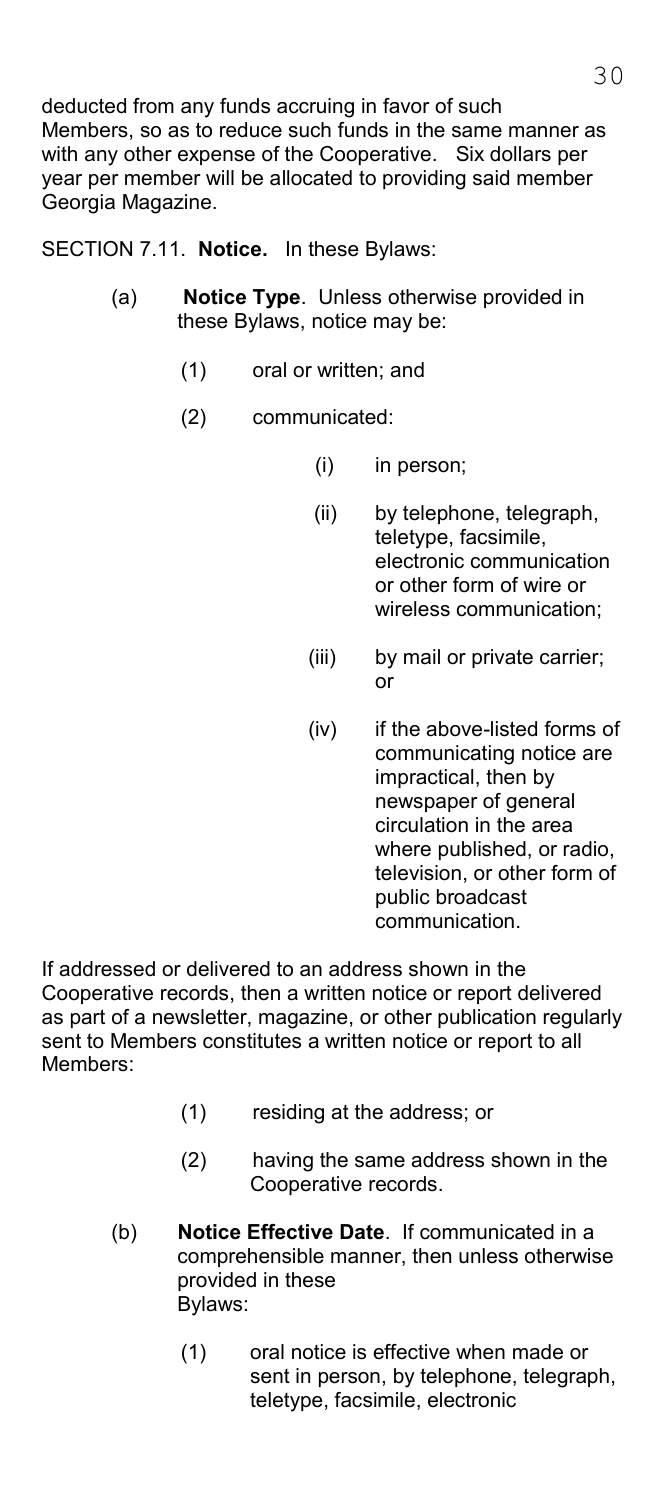deducted from any funds accruing in favor of such Members, so as to reduce such funds in the same manner as with any other expense of the Cooperative. Six dollars per year per member will be allocated to providing said member Georgia Magazine.

SECTION 7.11. **Notice.** In these Bylaws:

(a) **Notice Type**. Unless otherwise provided in these Bylaws, notice may be:

(1) oral or written; and

(2) communicated:

(i) in person;

(ii) by telephone, telegraph, teletype, facsimile, electronic communication or other form of wire or wireless communication;

(iii) by mail or private carrier; or

(iv) if the above-listed forms of communicating notice are impractical, then by newspaper of general circulation in the area where published, or radio, television, or other form of public broadcast communication.

If addressed or delivered to an address shown in the Cooperative records, then a written notice or report delivered as part of a newsletter, magazine, or other publication regularly sent to Members constitutes a written notice or report to all Members:

(1) residing at the address; or

(2) having the same address shown in the Cooperative records.

(b) **Notice Effective Date**. If communicated in a comprehensible manner, then unless otherwise provided in these Bylaws:

(1) oral notice is effective when made or sent in person, by telephone, telegraph, teletype, facsimile, electronic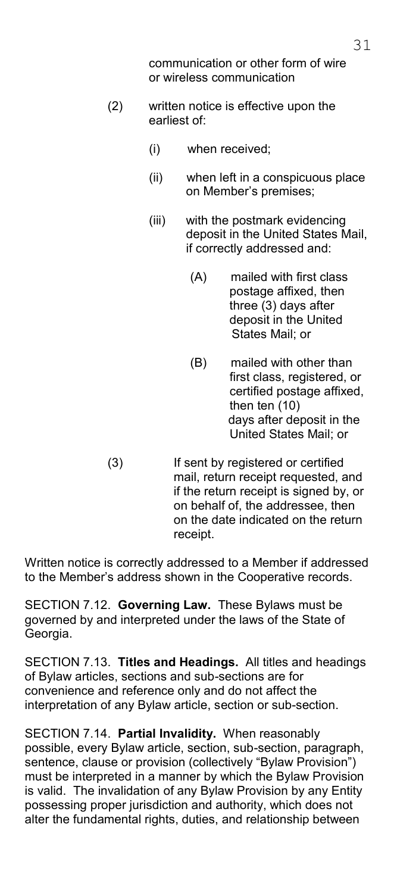communication or other form of wire or wireless communication

(2) written notice is effective upon the earliest of:

(i) when received;

(ii) when left in a conspicuous place on Member's premises;

(iii) with the postmark evidencing deposit in the United States Mail, if correctly addressed and:

(A) mailed with first class postage affixed, then three (3) days after deposit in the United States Mail; or

(B) mailed with other than first class, registered, or certified postage affixed, then ten (10) days after deposit in the United States Mail; or

(3) If sent by registered or certified mail, return receipt requested, and if the return receipt is signed by, or on behalf of, the addressee, then on the date indicated on the return receipt.

Written notice is correctly addressed to a Member if addressed to the Member's address shown in the Cooperative records.

SECTION 7.12. **Governing Law.** These Bylaws must be governed by and interpreted under the laws of the State of Georgia.

SECTION 7.13. **Titles and Headings.** All titles and headings of Bylaw articles, sections and sub-sections are for convenience and reference only and do not affect the interpretation of any Bylaw article, section or sub-section.

SECTION 7.14. **Partial Invalidity.** When reasonably possible, every Bylaw article, section, sub-section, paragraph, sentence, clause or provision (collectively "Bylaw Provision") must be interpreted in a manner by which the Bylaw Provision is valid. The invalidation of any Bylaw Provision by any Entity possessing proper jurisdiction and authority, which does not alter the fundamental rights, duties, and relationship between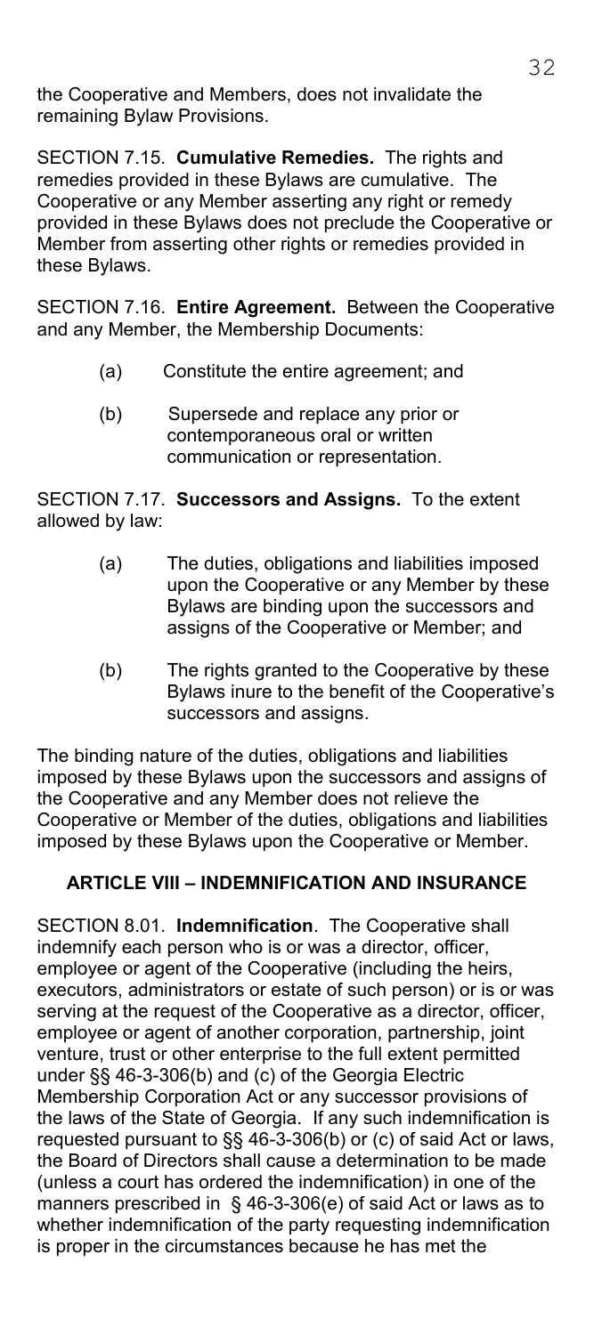the Cooperative and Members, does not invalidate the remaining Bylaw Provisions.

SECTION 7.15. **Cumulative Remedies.** The rights and remedies provided in these Bylaws are cumulative. The Cooperative or any Member asserting any right or remedy provided in these Bylaws does not preclude the Cooperative or Member from asserting other rights or remedies provided in these Bylaws.

SECTION 7.16. **Entire Agreement.** Between the Cooperative and any Member, the Membership Documents:

(a) Constitute the entire agreement; and

(b) Supersede and replace any prior or contemporaneous oral or written communication or representation.

SECTION 7.17. **Successors and Assigns.** To the extent allowed by law:

(a) The duties, obligations and liabilities imposed upon the Cooperative or any Member by these Bylaws are binding upon the successors and assigns of the Cooperative or Member; and

(b) The rights granted to the Cooperative by these Bylaws inure to the benefit of the Cooperative's successors and assigns.

The binding nature of the duties, obligations and liabilities imposed by these Bylaws upon the successors and assigns of the Cooperative and any Member does not relieve the Cooperative or Member of the duties, obligations and liabilities imposed by these Bylaws upon the Cooperative or Member.

## ARTICLE VIII – INDEMNIFICATION AND INSURANCE

SECTION 8.01. **Indemnification**. The Cooperative shall indemnify each person who is or was a director, officer, employee or agent of the Cooperative (including the heirs, executors, administrators or estate of such person) or is or was serving at the request of the Cooperative as a director, officer, employee or agent of another corporation, partnership, joint venture, trust or other enterprise to the full extent permitted under §§ 46-3-306(b) and (c) of the Georgia Electric Membership Corporation Act or any successor provisions of the laws of the State of Georgia. If any such indemnification is requested pursuant to §§ 46-3-306(b) or (c) of said Act or laws, the Board of Directors shall cause a determination to be made (unless a court has ordered the indemnification) in one of the manners prescribed in § 46-3-306(e) of said Act or laws as to whether indemnification of the party requesting indemnification is proper in the circumstances because he has met the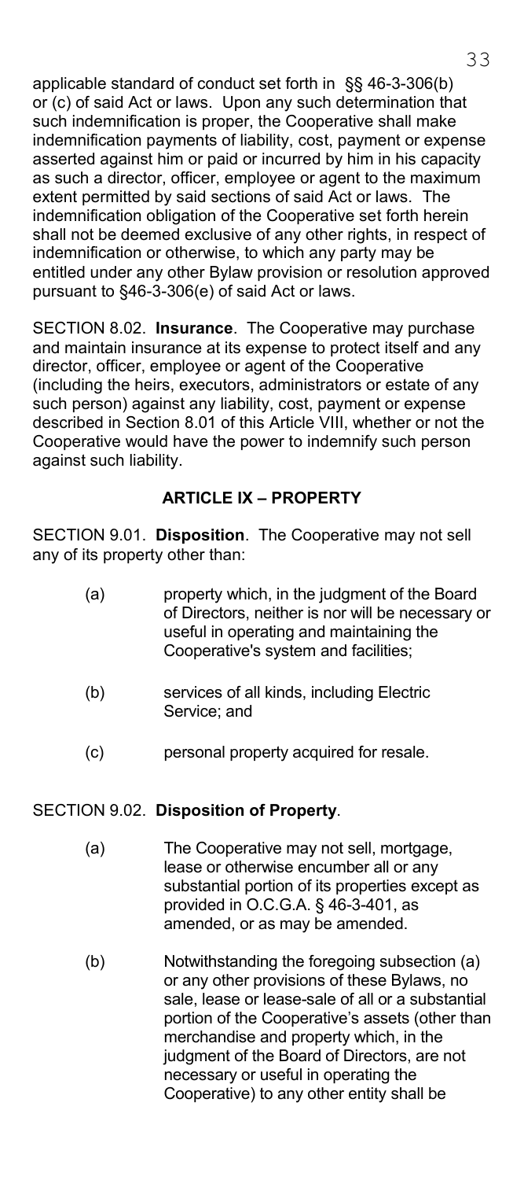applicable standard of conduct set forth in §§ 46-3-306(b) or (c) of said Act or laws. Upon any such determination that such indemnification is proper, the Cooperative shall make indemnification payments of liability, cost, payment or expense asserted against him or paid or incurred by him in his capacity as such a director, officer, employee or agent to the maximum extent permitted by said sections of said Act or laws. The indemnification obligation of the Cooperative set forth herein shall not be deemed exclusive of any other rights, in respect of indemnification or otherwise, to which any party may be entitled under any other Bylaw provision or resolution approved pursuant to §46-3-306(e) of said Act or laws.

SECTION 8.02. **Insurance**. The Cooperative may purchase and maintain insurance at its expense to protect itself and any director, officer, employee or agent of the Cooperative (including the heirs, executors, administrators or estate of any such person) against any liability, cost, payment or expense described in Section 8.01 of this Article VIII, whether or not the Cooperative would have the power to indemnify such person against such liability.

## ARTICLE IX – PROPERTY

SECTION 9.01. **Disposition**. The Cooperative may not sell any of its property other than:

(a) property which, in the judgment of the Board of Directors, neither is nor will be necessary or useful in operating and maintaining the Cooperative's system and facilities;

(b) services of all kinds, including Electric Service; and

(c) personal property acquired for resale.

SECTION 9.02. **Disposition of Property**.

(a) The Cooperative may not sell, mortgage, lease or otherwise encumber all or any substantial portion of its properties except as provided in O.C.G.A. § 46-3-401, as amended, or as may be amended.

(b) Notwithstanding the foregoing subsection (a) or any other provisions of these Bylaws, no sale, lease or lease-sale of all or a substantial portion of the Cooperative's assets (other than merchandise and property which, in the judgment of the Board of Directors, are not necessary or useful in operating the Cooperative) to any other entity shall be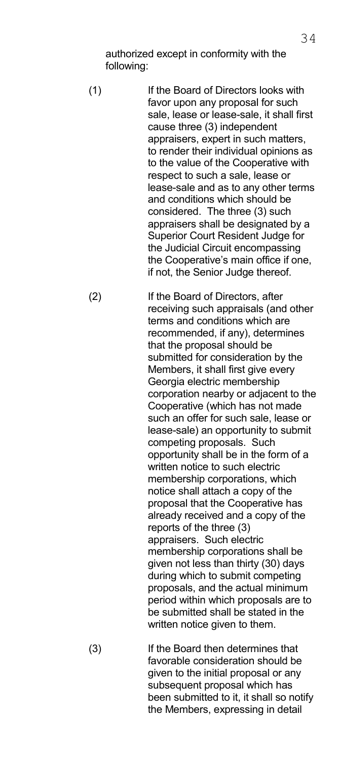authorized except in conformity with the following:

(1) If the Board of Directors looks with favor upon any proposal for such sale, lease or lease-sale, it shall first cause three (3) independent appraisers, expert in such matters, to render their individual opinions as to the value of the Cooperative with respect to such a sale, lease or lease-sale and as to any other terms and conditions which should be considered. The three (3) such appraisers shall be designated by a Superior Court Resident Judge for the Judicial Circuit encompassing the Cooperative's main office if one, if not, the Senior Judge thereof.

(2) If the Board of Directors, after receiving such appraisals (and other terms and conditions which are recommended, if any), determines that the proposal should be submitted for consideration by the Members, it shall first give every Georgia electric membership corporation nearby or adjacent to the Cooperative (which has not made such an offer for such sale, lease or lease-sale) an opportunity to submit competing proposals. Such opportunity shall be in the form of a written notice to such electric membership corporations, which notice shall attach a copy of the proposal that the Cooperative has already received and a copy of the reports of the three (3) appraisers. Such electric membership corporations shall be given not less than thirty (30) days during which to submit competing proposals, and the actual minimum period within which proposals are to be submitted shall be stated in the written notice given to them.

(3) If the Board then determines that favorable consideration should be given to the initial proposal or any subsequent proposal which has been submitted to it, it shall so notify the Members, expressing in detail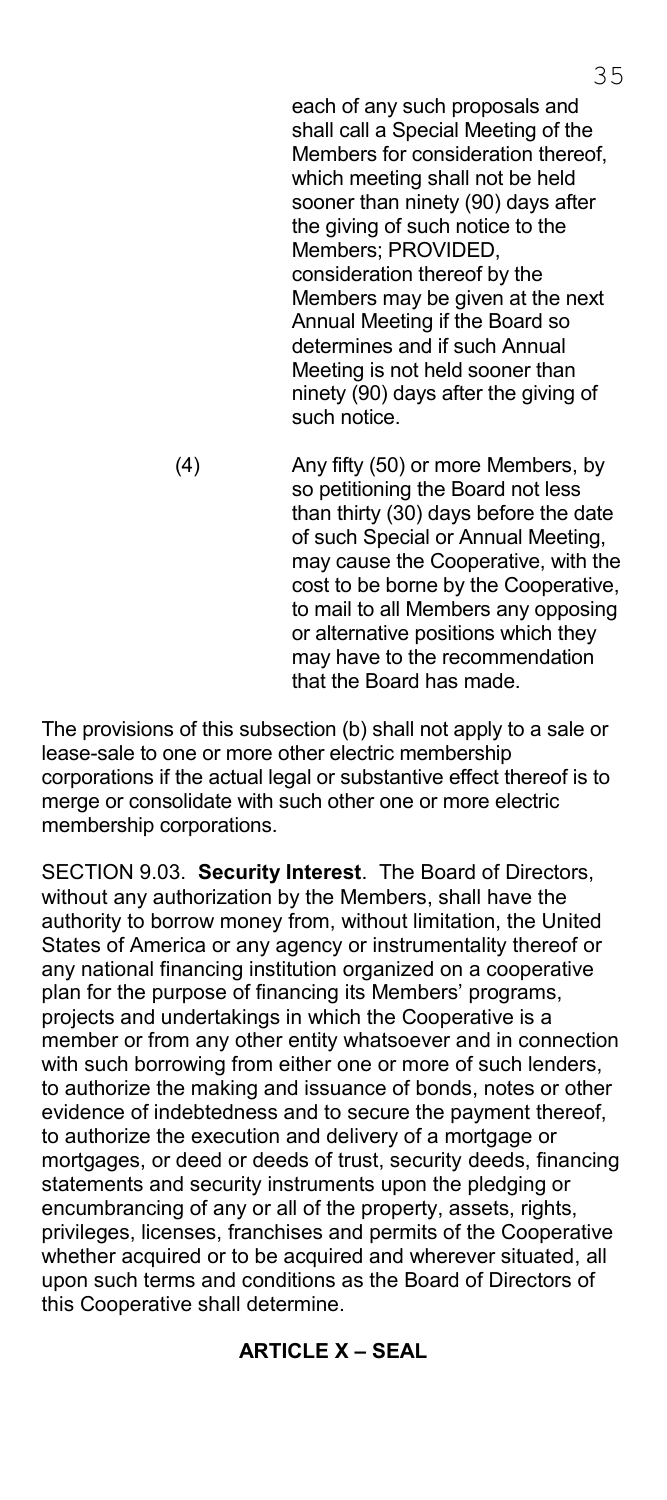each of any such proposals and shall call a Special Meeting of the Members for consideration thereof, which meeting shall not be held sooner than ninety (90) days after the giving of such notice to the Members; PROVIDED, consideration thereof by the Members may be given at the next Annual Meeting if the Board so determines and if such Annual Meeting is not held sooner than ninety (90) days after the giving of such notice.

(4) Any fifty (50) or more Members, by so petitioning the Board not less than thirty (30) days before the date of such Special or Annual Meeting, may cause the Cooperative, with the cost to be borne by the Cooperative, to mail to all Members any opposing or alternative positions which they may have to the recommendation that the Board has made.

The provisions of this subsection (b) shall not apply to a sale or lease-sale to one or more other electric membership corporations if the actual legal or substantive effect thereof is to merge or consolidate with such other one or more electric membership corporations.

SECTION 9.03. **Security Interest**. The Board of Directors, without any authorization by the Members, shall have the authority to borrow money from, without limitation, the United States of America or any agency or instrumentality thereof or any national financing institution organized on a cooperative plan for the purpose of financing its Members' programs, projects and undertakings in which the Cooperative is a member or from any other entity whatsoever and in connection with such borrowing from either one or more of such lenders, to authorize the making and issuance of bonds, notes or other evidence of indebtedness and to secure the payment thereof, to authorize the execution and delivery of a mortgage or mortgages, or deed or deeds of trust, security deeds, financing statements and security instruments upon the pledging or encumbrancing of any or all of the property, assets, rights, privileges, licenses, franchises and permits of the Cooperative whether acquired or to be acquired and wherever situated, all upon such terms and conditions as the Board of Directors of this Cooperative shall determine.

## ARTICLE X – SEAL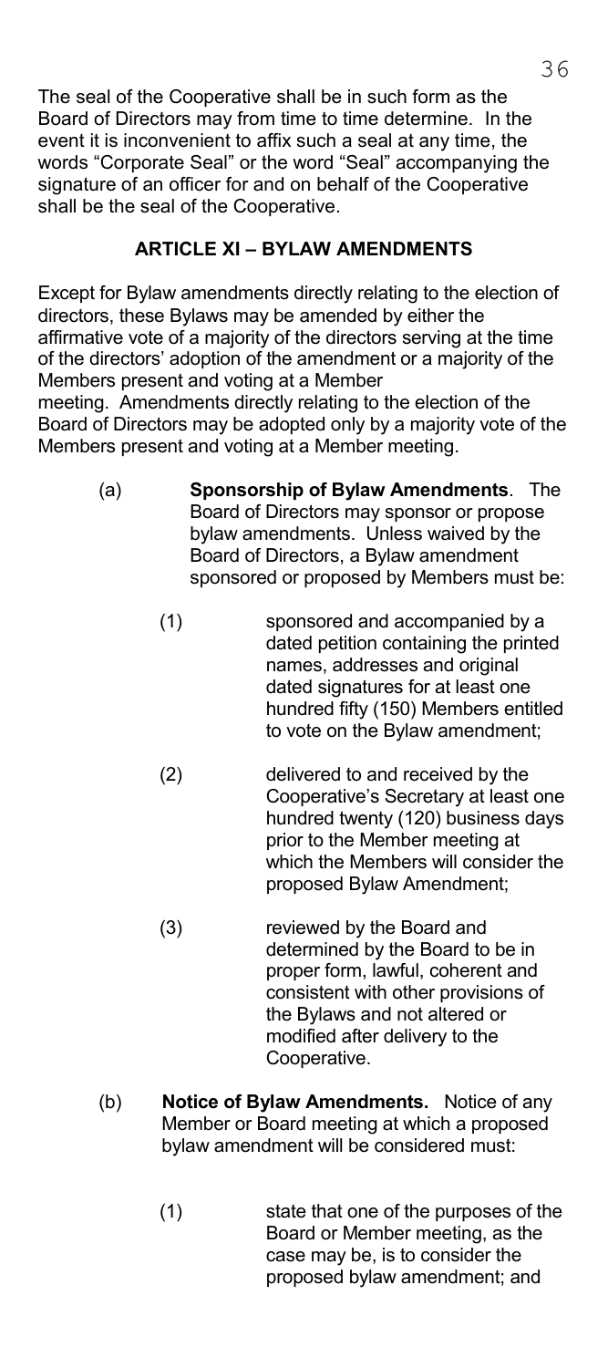The seal of the Cooperative shall be in such form as the Board of Directors may from time to time determine. In the event it is inconvenient to affix such a seal at any time, the words "Corporate Seal" or the word "Seal" accompanying the signature of an officer for and on behalf of the Cooperative shall be the seal of the Cooperative.

## ARTICLE XI – BYLAW AMENDMENTS

Except for Bylaw amendments directly relating to the election of directors, these Bylaws may be amended by either the affirmative vote of a majority of the directors serving at the time of the directors' adoption of the amendment or a majority of the Members present and voting at a Member meeting. Amendments directly relating to the election of the Board of Directors may be adopted only by a majority vote of the Members present and voting at a Member meeting.

(a) **Sponsorship of Bylaw Amendments**. The Board of Directors may sponsor or propose bylaw amendments. Unless waived by the Board of Directors, a Bylaw amendment sponsored or proposed by Members must be:

   (1) sponsored and accompanied by a dated petition containing the printed names, addresses and original dated signatures for at least one hundred fifty (150) Members entitled to vote on the Bylaw amendment;

   (2) delivered to and received by the Cooperative's Secretary at least one hundred twenty (120) business days prior to the Member meeting at which the Members will consider the proposed Bylaw Amendment;

   (3) reviewed by the Board and determined by the Board to be in proper form, lawful, coherent and consistent with other provisions of the Bylaws and not altered or modified after delivery to the Cooperative.

(b) **Notice of Bylaw Amendments.** Notice of any Member or Board meeting at which a proposed bylaw amendment will be considered must:

   (1) state that one of the purposes of the Board or Member meeting, as the case may be, is to consider the proposed bylaw amendment; and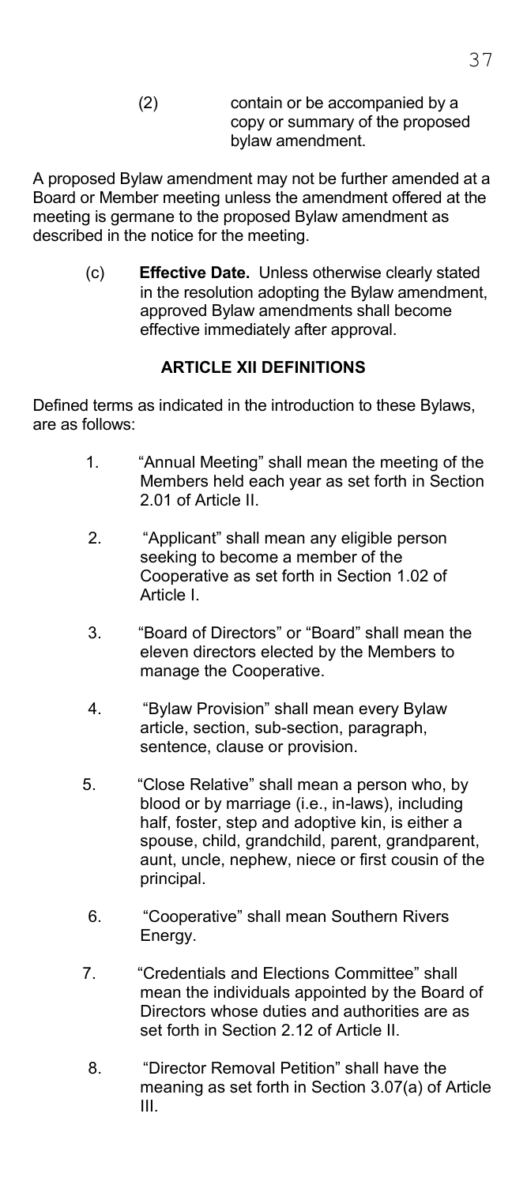(2) contain or be accompanied by a copy or summary of the proposed bylaw amendment.

A proposed Bylaw amendment may not be further amended at a Board or Member meeting unless the amendment offered at the meeting is germane to the proposed Bylaw amendment as described in the notice for the meeting.

(c) **Effective Date.** Unless otherwise clearly stated in the resolution adopting the Bylaw amendment, approved Bylaw amendments shall become effective immediately after approval.

## ARTICLE XII DEFINITIONS

Defined terms as indicated in the introduction to these Bylaws, are as follows:

1. "Annual Meeting" shall mean the meeting of the Members held each year as set forth in Section 2.01 of Article II.

2. "Applicant" shall mean any eligible person seeking to become a member of the Cooperative as set forth in Section 1.02 of Article I.

3. "Board of Directors" or "Board" shall mean the eleven directors elected by the Members to manage the Cooperative.

4. "Bylaw Provision" shall mean every Bylaw article, section, sub-section, paragraph, sentence, clause or provision.

5. "Close Relative" shall mean a person who, by blood or by marriage (i.e., in-laws), including half, foster, step and adoptive kin, is either a spouse, child, grandchild, parent, grandparent, aunt, uncle, nephew, niece or first cousin of the principal.

6. "Cooperative" shall mean Southern Rivers Energy.

7. "Credentials and Elections Committee" shall mean the individuals appointed by the Board of Directors whose duties and authorities are as set forth in Section 2.12 of Article II.

8. "Director Removal Petition" shall have the meaning as set forth in Section 3.07(a) of Article III.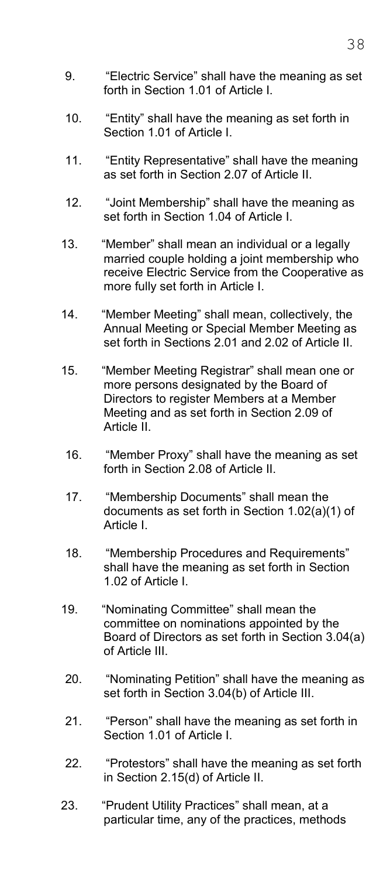9. "Electric Service" shall have the meaning as set forth in Section 1.01 of Article I.

10. "Entity" shall have the meaning as set forth in Section 1.01 of Article I.

11. "Entity Representative" shall have the meaning as set forth in Section 2.07 of Article II.

12. "Joint Membership" shall have the meaning as set forth in Section 1.04 of Article I.

13. "Member" shall mean an individual or a legally married couple holding a joint membership who receive Electric Service from the Cooperative as more fully set forth in Article I.

14. "Member Meeting" shall mean, collectively, the Annual Meeting or Special Member Meeting as set forth in Sections 2.01 and 2.02 of Article II.

15. "Member Meeting Registrar" shall mean one or more persons designated by the Board of Directors to register Members at a Member Meeting and as set forth in Section 2.09 of Article II.

16. "Member Proxy" shall have the meaning as set forth in Section 2.08 of Article II.

17. "Membership Documents" shall mean the documents as set forth in Section 1.02(a)(1) of Article I.

18. "Membership Procedures and Requirements" shall have the meaning as set forth in Section 1.02 of Article I.

19. "Nominating Committee" shall mean the committee on nominations appointed by the Board of Directors as set forth in Section 3.04(a) of Article III.

20. "Nominating Petition" shall have the meaning as set forth in Section 3.04(b) of Article III.

21. "Person" shall have the meaning as set forth in Section 1.01 of Article I.

22. "Protestors" shall have the meaning as set forth in Section 2.15(d) of Article II.

23. "Prudent Utility Practices" shall mean, at a particular time, any of the practices, methods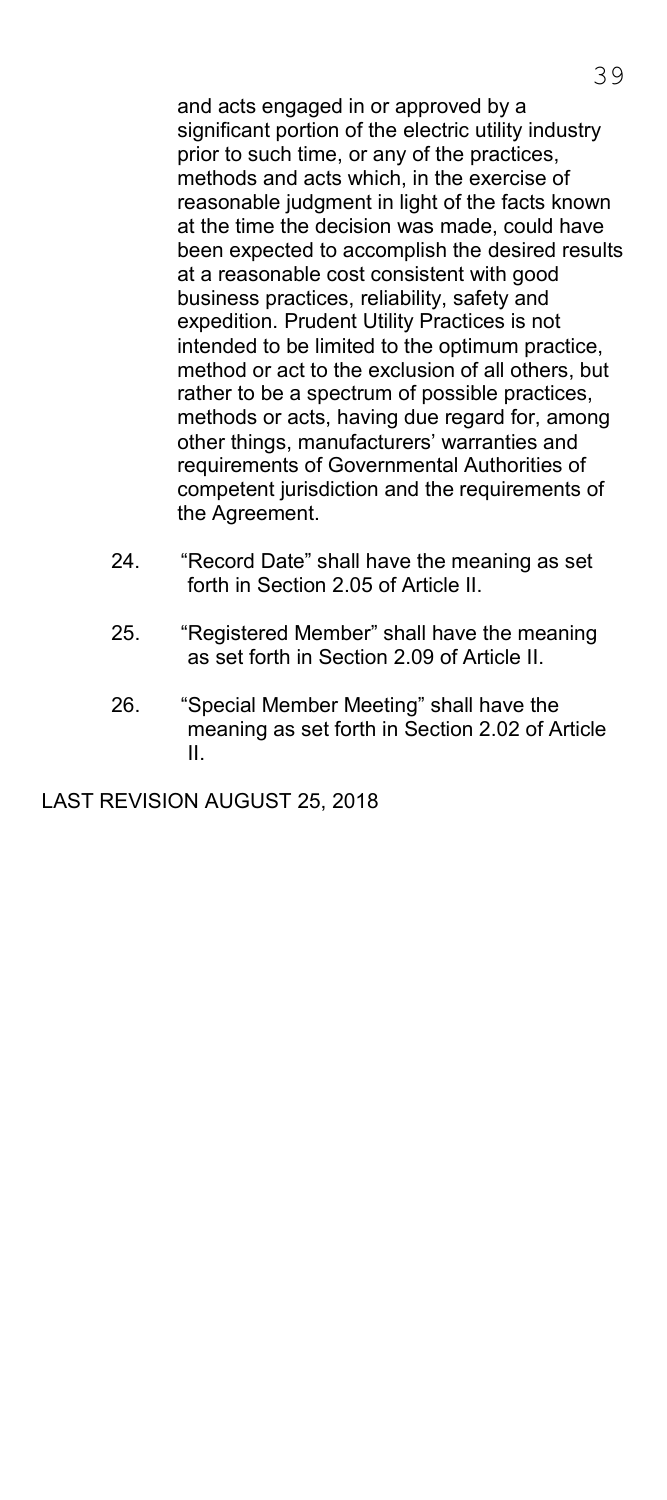and acts engaged in or approved by a significant portion of the electric utility industry prior to such time, or any of the practices, methods and acts which, in the exercise of reasonable judgment in light of the facts known at the time the decision was made, could have been expected to accomplish the desired results at a reasonable cost consistent with good business practices, reliability, safety and expedition. Prudent Utility Practices is not intended to be limited to the optimum practice, method or act to the exclusion of all others, but rather to be a spectrum of possible practices, methods or acts, having due regard for, among other things, manufacturers' warranties and requirements of Governmental Authorities of competent jurisdiction and the requirements of the Agreement.

24. "Record Date" shall have the meaning as set forth in Section 2.05 of Article II.

25. "Registered Member" shall have the meaning as set forth in Section 2.09 of Article II.

26. "Special Member Meeting" shall have the meaning as set forth in Section 2.02 of Article II.

LAST REVISION AUGUST 25, 2018